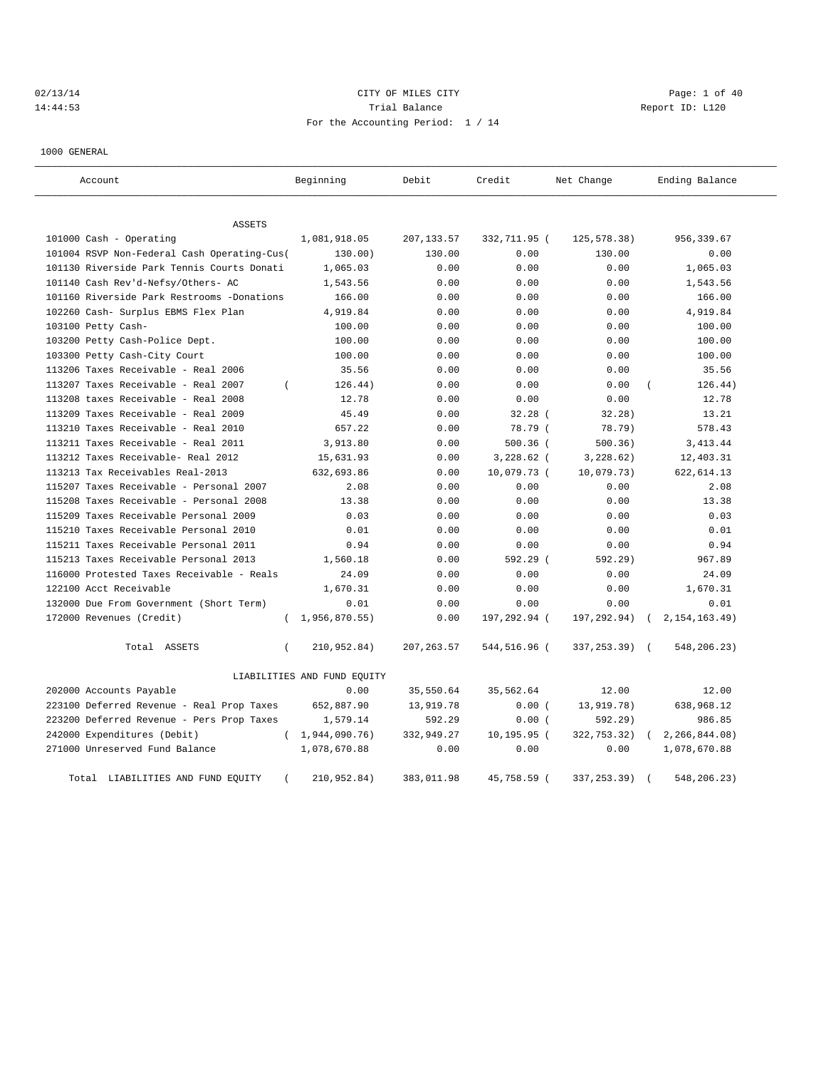CITY OF MILES CITY

Trial Balance

Report ID: L120

02/13/14
14:44:53

For the Accounting Period: 1 / 14

1000 GENERAL

| Account | Beginning | Debit | Credit | Net Change | Ending Balance |
|---|---|---|---|---|---|
| ASSETS | | | | | |
| 101000 Cash - Operating | 1,081,918.05 | 207,133.57 | 332,711.95 | ( 125,578.38) | 956,339.67 |
| 101004 RSVP Non-Federal Cash Operating-Cus( | 130.00) | 130.00 | 0.00 | 130.00 | 0.00 |
| 101130 Riverside Park Tennis Courts Donati | 1,065.03 | 0.00 | 0.00 | 0.00 | 1,065.03 |
| 101140 Cash Rev'd-Nefsy/Others- AC | 1,543.56 | 0.00 | 0.00 | 0.00 | 1,543.56 |
| 101160 Riverside Park Restrooms -Donations | 166.00 | 0.00 | 0.00 | 0.00 | 166.00 |
| 102260 Cash- Surplus EBMS Flex Plan | 4,919.84 | 0.00 | 0.00 | 0.00 | 4,919.84 |
| 103100 Petty Cash- | 100.00 | 0.00 | 0.00 | 0.00 | 100.00 |
| 103200 Petty Cash-Police Dept. | 100.00 | 0.00 | 0.00 | 0.00 | 100.00 |
| 103300 Petty Cash-City Court | 100.00 | 0.00 | 0.00 | 0.00 | 100.00 |
| 113206 Taxes Receivable - Real 2006 | 35.56 | 0.00 | 0.00 | 0.00 | 35.56 |
| 113207 Taxes Receivable - Real 2007 | ( 126.44) | 0.00 | 0.00 | 0.00 | ( 126.44) |
| 113208 taxes Receivable - Real 2008 | 12.78 | 0.00 | 0.00 | 0.00 | 12.78 |
| 113209 Taxes Receivable - Real 2009 | 45.49 | 0.00 | 32.28 | ( 32.28) | 13.21 |
| 113210 Taxes Receivable - Real 2010 | 657.22 | 0.00 | 78.79 | ( 78.79) | 578.43 |
| 113211 Taxes Receivable - Real 2011 | 3,913.80 | 0.00 | 500.36 | ( 500.36) | 3,413.44 |
| 113212 Taxes Receivable- Real 2012 | 15,631.93 | 0.00 | 3,228.62 | ( 3,228.62) | 12,403.31 |
| 113213 Tax Receivables Real-2013 | 632,693.86 | 0.00 | 10,079.73 | ( 10,079.73) | 622,614.13 |
| 115207 Taxes Receivable - Personal 2007 | 2.08 | 0.00 | 0.00 | 0.00 | 2.08 |
| 115208 Taxes Receivable - Personal 2008 | 13.38 | 0.00 | 0.00 | 0.00 | 13.38 |
| 115209 Taxes Receivable Personal 2009 | 0.03 | 0.00 | 0.00 | 0.00 | 0.03 |
| 115210 Taxes Receivable Personal 2010 | 0.01 | 0.00 | 0.00 | 0.00 | 0.01 |
| 115211 Taxes Receivable Personal 2011 | 0.94 | 0.00 | 0.00 | 0.00 | 0.94 |
| 115213 Taxes Receivable Personal 2013 | 1,560.18 | 0.00 | 592.29 | ( 592.29) | 967.89 |
| 116000 Protested Taxes Receivable - Reals | 24.09 | 0.00 | 0.00 | 0.00 | 24.09 |
| 122100 Acct Receivable | 1,670.31 | 0.00 | 0.00 | 0.00 | 1,670.31 |
| 132000 Due From Government (Short Term) | 0.01 | 0.00 | 0.00 | 0.00 | 0.01 |
| 172000 Revenues (Credit) | ( 1,956,870.55) | 0.00 | 197,292.94 | ( 197,292.94) | ( 2,154,163.49) |
| Total ASSETS | ( 210,952.84) | 207,263.57 | 544,516.96 | ( 337,253.39) | ( 548,206.23) |
| LIABILITIES AND FUND EQUITY | | | | | |
| 202000 Accounts Payable | 0.00 | 35,550.64 | 35,562.64 | 12.00 | 12.00 |
| 223100 Deferred Revenue - Real Prop Taxes | 652,887.90 | 13,919.78 | 0.00 | ( 13,919.78) | 638,968.12 |
| 223200 Deferred Revenue - Pers Prop Taxes | 1,579.14 | 592.29 | 0.00 | ( 592.29) | 986.85 |
| 242000 Expenditures (Debit) | ( 1,944,090.76) | 332,949.27 | 10,195.95 | ( 322,753.32) | ( 2,266,844.08) |
| 271000 Unreserved Fund Balance | 1,078,670.88 | 0.00 | 0.00 | 0.00 | 1,078,670.88 |
| Total LIABILITIES AND FUND EQUITY | ( 210,952.84) | 383,011.98 | 45,758.59 | ( 337,253.39) | ( 548,206.23) |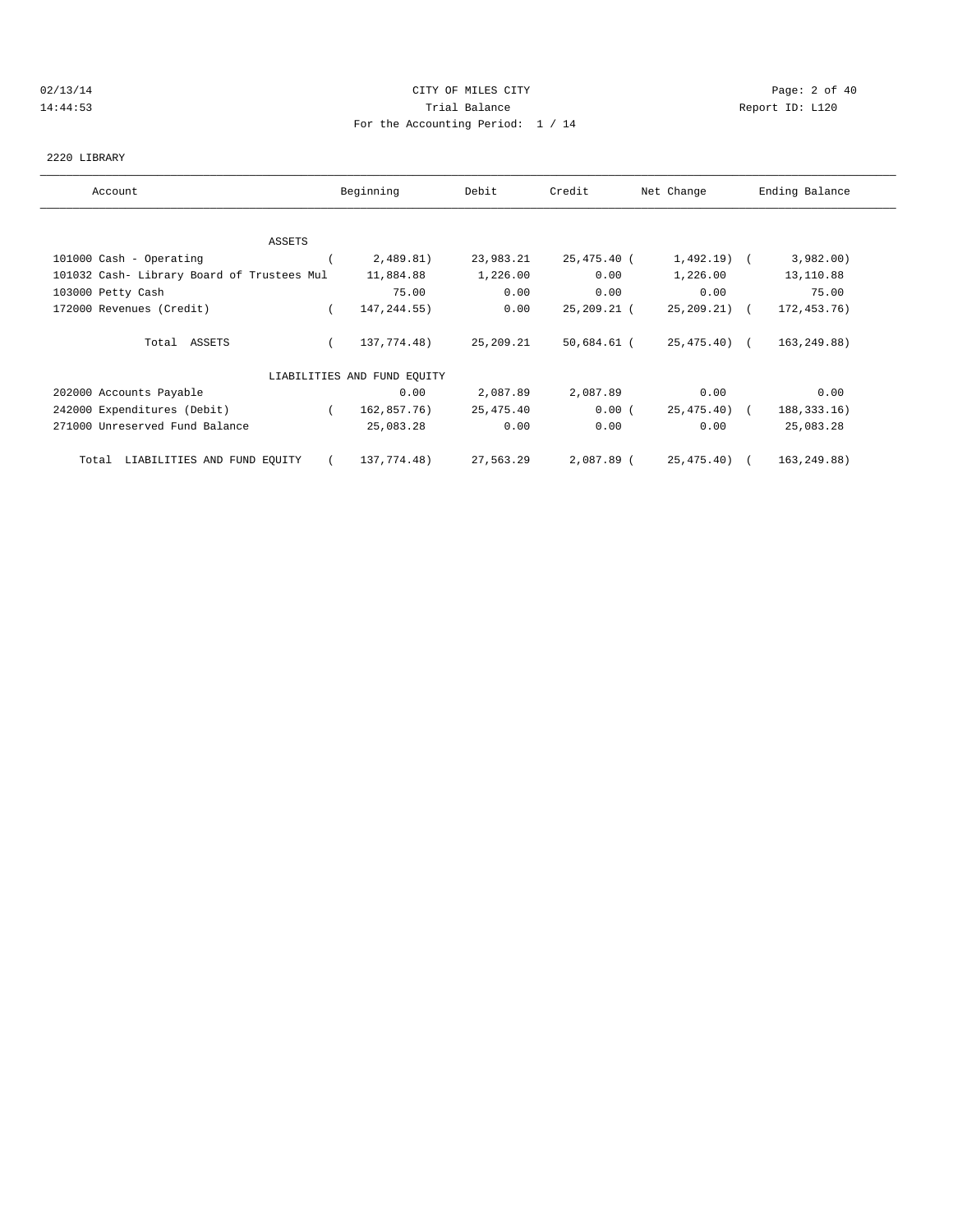CITY OF MILES CITY

Trial Balance

For the Accounting Period: 1 / 14

02/13/14
14:44:53

Report ID: L120

2220 LIBRARY

| Account | Beginning | Debit | Credit | Net Change | Ending Balance |
|---|---|---|---|---|---|
| ASSETS | | | | | |
| 101000 Cash - Operating | ( 2,489.81) | 23,983.21 | 25,475.40 | ( 1,492.19) | ( 3,982.00) |
| 101032 Cash- Library Board of Trustees Mul | 11,884.88 | 1,226.00 | 0.00 | 1,226.00 | 13,110.88 |
| 103000 Petty Cash | 75.00 | 0.00 | 0.00 | 0.00 | 75.00 |
| 172000 Revenues (Credit) | ( 147,244.55) | 0.00 | 25,209.21 | ( 25,209.21) | ( 172,453.76) |
| Total ASSETS | ( 137,774.48) | 25,209.21 | 50,684.61 | ( 25,475.40) | ( 163,249.88) |
| LIABILITIES AND FUND EQUITY | | | | | |
| 202000 Accounts Payable | 0.00 | 2,087.89 | 2,087.89 | 0.00 | 0.00 |
| 242000 Expenditures (Debit) | ( 162,857.76) | 25,475.40 | 0.00 | ( 25,475.40) | ( 188,333.16) |
| 271000 Unreserved Fund Balance | 25,083.28 | 0.00 | 0.00 | 0.00 | 25,083.28 |
| Total LIABILITIES AND FUND EQUITY | ( 137,774.48) | 27,563.29 | 2,087.89 | ( 25,475.40) | ( 163,249.88) |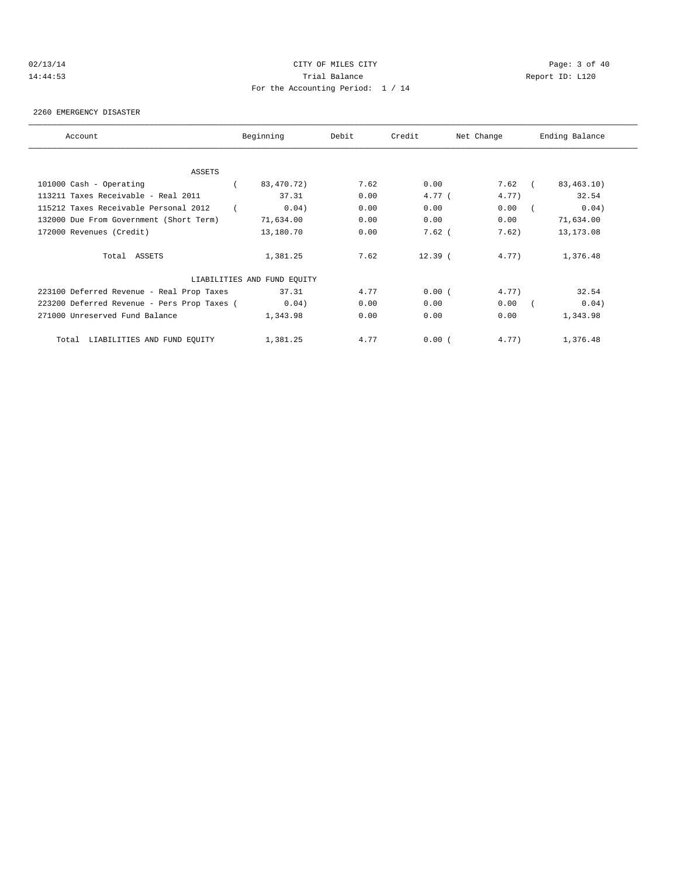CITY OF MILES CITY

Trial Balance

For the Accounting Period: 1 / 14

2260 EMERGENCY DISASTER

| Account | Beginning | Debit | Credit | Net Change | Ending Balance |
|---|---|---|---|---|---|
| ASSETS | | | | | |
| 101000 Cash - Operating | ( 83,470.72) | 7.62 | 0.00 | 7.62 | ( 83,463.10) |
| 113211 Taxes Receivable - Real 2011 | 37.31 | 0.00 | 4.77 | ( 4.77) | 32.54 |
| 115212 Taxes Receivable Personal 2012 | ( 0.04) | 0.00 | 0.00 | 0.00 | ( 0.04) |
| 132000 Due From Government (Short Term) | 71,634.00 | 0.00 | 0.00 | 0.00 | 71,634.00 |
| 172000 Revenues (Credit) | 13,180.70 | 0.00 | 7.62 | ( 7.62) | 13,173.08 |
| Total ASSETS | 1,381.25 | 7.62 | 12.39 | ( 4.77) | 1,376.48 |
| LIABILITIES AND FUND EQUITY | | | | | |
| 223100 Deferred Revenue - Real Prop Taxes | 37.31 | 4.77 | 0.00 | ( 4.77) | 32.54 |
| 223200 Deferred Revenue - Pers Prop Taxes | ( 0.04) | 0.00 | 0.00 | 0.00 | ( 0.04) |
| 271000 Unreserved Fund Balance | 1,343.98 | 0.00 | 0.00 | 0.00 | 1,343.98 |
| Total LIABILITIES AND FUND EQUITY | 1,381.25 | 4.77 | 0.00 | ( 4.77) | 1,376.48 |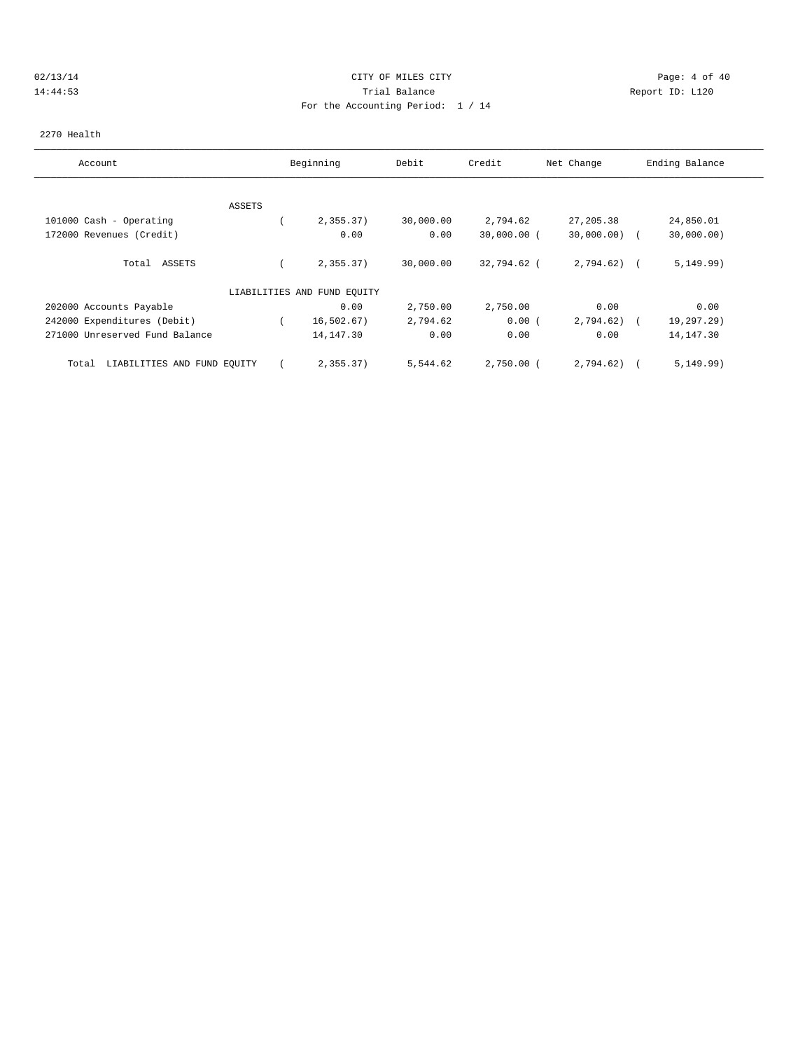CITY OF MILES CITY
Trial Balance
For the Accounting Period: 1 / 14

02/13/14
14:44:53

Report ID: L120

2270 Health

| Account | Beginning | Debit | Credit | Net Change | Ending Balance |
|---|---|---|---|---|---|
| ASSETS | | | | | |
| 101000 Cash - Operating | ( 2,355.37) | 30,000.00 | 2,794.62 | 27,205.38 | 24,850.01 |
| 172000 Revenues (Credit) | 0.00 | 0.00 | 30,000.00 | ( 30,000.00) | ( 30,000.00) |
| Total ASSETS | ( 2,355.37) | 30,000.00 | 32,794.62 | ( 2,794.62) | ( 5,149.99) |
| LIABILITIES AND FUND EQUITY | | | | | |
| 202000 Accounts Payable | 0.00 | 2,750.00 | 2,750.00 | 0.00 | 0.00 |
| 242000 Expenditures (Debit) | ( 16,502.67) | 2,794.62 | 0.00 | ( 2,794.62) | ( 19,297.29) |
| 271000 Unreserved Fund Balance | 14,147.30 | 0.00 | 0.00 | 0.00 | 14,147.30 |
| Total LIABILITIES AND FUND EQUITY | ( 2,355.37) | 5,544.62 | 2,750.00 | ( 2,794.62) | ( 5,149.99) |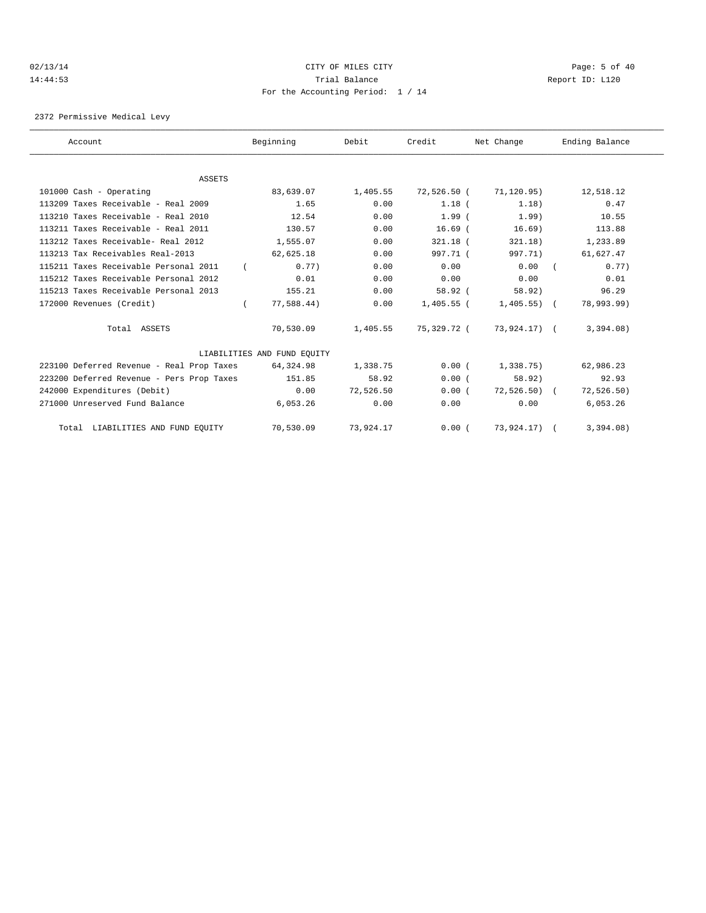CITY OF MILES CITY

Trial Balance

For the Accounting Period: 1 / 14

02/13/14 14:44:53 Report ID: L120

2372 Permissive Medical Levy

| Account | Beginning | Debit | Credit | Net Change | Ending Balance |
|---|---|---|---|---|---|
| ASSETS | | | | | |
| 101000 Cash - Operating | 83,639.07 | 1,405.55 | 72,526.50 | (71,120.95) | 12,518.12 |
| 113209 Taxes Receivable - Real 2009 | 1.65 | 0.00 | 1.18 | (1.18) | 0.47 |
| 113210 Taxes Receivable - Real 2010 | 12.54 | 0.00 | 1.99 | (1.99) | 10.55 |
| 113211 Taxes Receivable - Real 2011 | 130.57 | 0.00 | 16.69 | (16.69) | 113.88 |
| 113212 Taxes Receivable- Real 2012 | 1,555.07 | 0.00 | 321.18 | (321.18) | 1,233.89 |
| 113213 Tax Receivables Real-2013 | 62,625.18 | 0.00 | 997.71 | (997.71) | 61,627.47 |
| 115211 Taxes Receivable Personal 2011 | (0.77) | 0.00 | 0.00 | 0.00 | (0.77) |
| 115212 Taxes Receivable Personal 2012 | 0.01 | 0.00 | 0.00 | 0.00 | 0.01 |
| 115213 Taxes Receivable Personal 2013 | 155.21 | 0.00 | 58.92 | (58.92) | 96.29 |
| 172000 Revenues (Credit) | (77,588.44) | 0.00 | 1,405.55 | (1,405.55) | (78,993.99) |
| Total ASSETS | 70,530.09 | 1,405.55 | 75,329.72 | (73,924.17) | (3,394.08) |
| LIABILITIES AND FUND EQUITY | | | | | |
| 223100 Deferred Revenue - Real Prop Taxes | 64,324.98 | 1,338.75 | 0.00 | (1,338.75) | 62,986.23 |
| 223200 Deferred Revenue - Pers Prop Taxes | 151.85 | 58.92 | 0.00 | (58.92) | 92.93 |
| 242000 Expenditures (Debit) | 0.00 | 72,526.50 | 0.00 | (72,526.50) | (72,526.50) |
| 271000 Unreserved Fund Balance | 6,053.26 | 0.00 | 0.00 | 0.00 | 6,053.26 |
| Total LIABILITIES AND FUND EQUITY | 70,530.09 | 73,924.17 | 0.00 | (73,924.17) | (3,394.08) |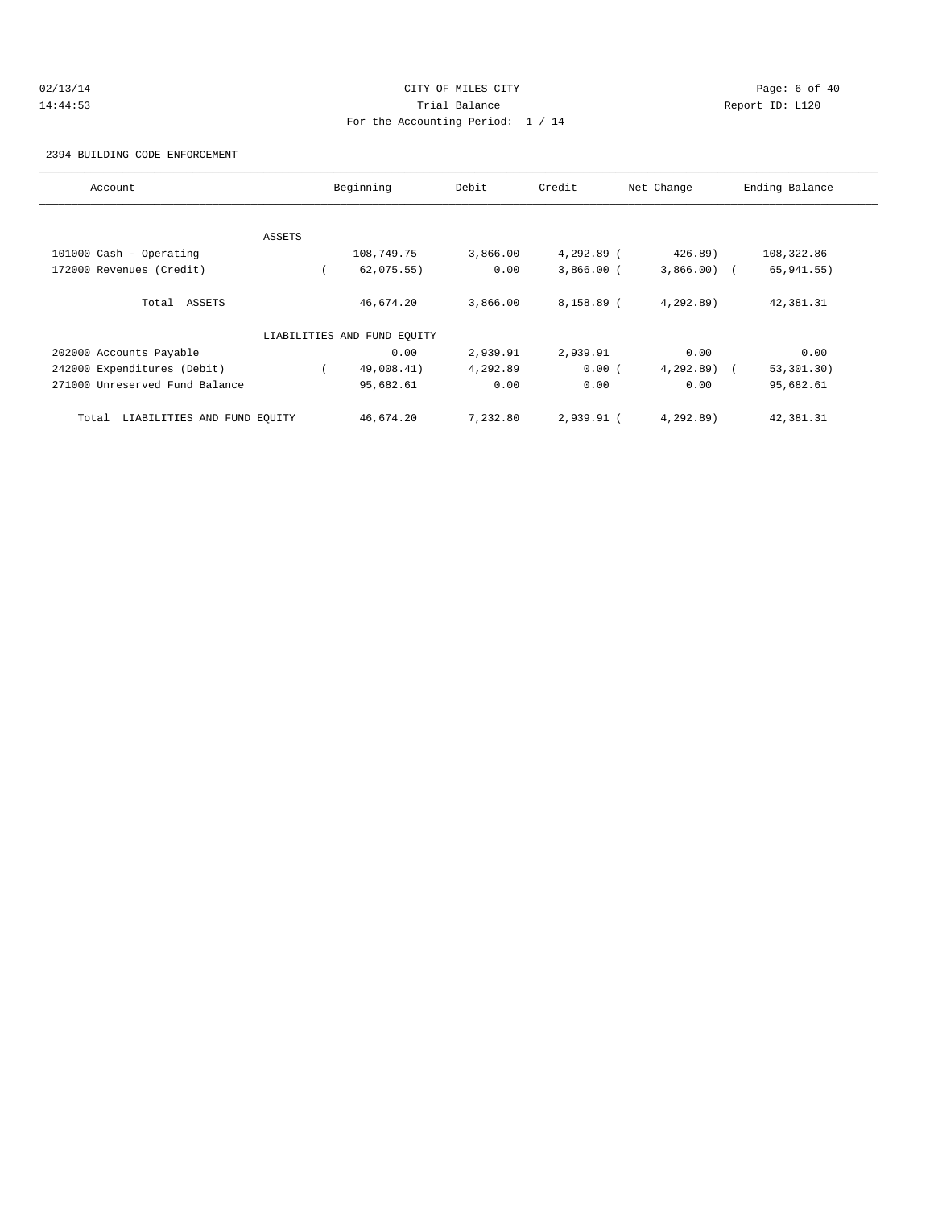CITY OF MILES CITY

Trial Balance

For the Accounting Period: 1 / 14

2394 BUILDING CODE ENFORCEMENT

| Account | Beginning | Debit | Credit | Net Change | Ending Balance |
|---|---|---|---|---|---|
| ASSETS | | | | | |
| 101000 Cash - Operating | 108,749.75 | 3,866.00 | 4,292.89 | ( 426.89) | 108,322.86 |
| 172000 Revenues (Credit) | ( 62,075.55) | 0.00 | 3,866.00 | ( 3,866.00) | ( 65,941.55) |
| Total ASSETS | 46,674.20 | 3,866.00 | 8,158.89 | ( 4,292.89) | 42,381.31 |
| LIABILITIES AND FUND EQUITY | | | | | |
| 202000 Accounts Payable | 0.00 | 2,939.91 | 2,939.91 | 0.00 | 0.00 |
| 242000 Expenditures (Debit) | ( 49,008.41) | 4,292.89 | 0.00 | ( 4,292.89) | ( 53,301.30) |
| 271000 Unreserved Fund Balance | 95,682.61 | 0.00 | 0.00 | 0.00 | 95,682.61 |
| Total LIABILITIES AND FUND EQUITY | 46,674.20 | 7,232.80 | 2,939.91 | ( 4,292.89) | 42,381.31 |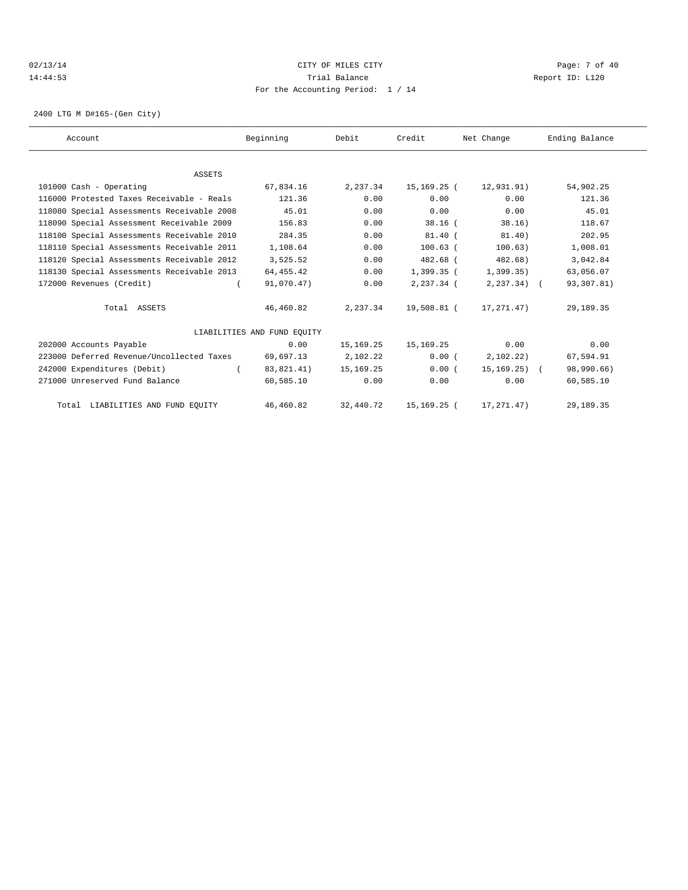CITY OF MILES CITY

Trial Balance

For the Accounting Period: 1 / 14

02/13/14 14:44:53 — Report ID: L120

2400 LTG M D#165-(Gen City)

| Account | Beginning | Debit | Credit | Net Change | Ending Balance |
|---|---|---|---|---|---|
| **ASSETS** | | | | | |
| 101000 Cash - Operating | 67,834.16 | 2,237.34 | 15,169.25 | (12,931.91) | 54,902.25 |
| 116000 Protested Taxes Receivable - Reals | 121.36 | 0.00 | 0.00 | 0.00 | 121.36 |
| 118080 Special Assessments Receivable 2008 | 45.01 | 0.00 | 0.00 | 0.00 | 45.01 |
| 118090 Special Assessment Receivable 2009 | 156.83 | 0.00 | 38.16 | (38.16) | 118.67 |
| 118100 Special Assessments Receivable 2010 | 284.35 | 0.00 | 81.40 | (81.40) | 202.95 |
| 118110 Special Assessments Receivable 2011 | 1,108.64 | 0.00 | 100.63 | (100.63) | 1,008.01 |
| 118120 Special Assessments Receivable 2012 | 3,525.52 | 0.00 | 482.68 | (482.68) | 3,042.84 |
| 118130 Special Assessments Receivable 2013 | 64,455.42 | 0.00 | 1,399.35 | (1,399.35) | 63,056.07 |
| 172000 Revenues (Credit) | (91,070.47) | 0.00 | 2,237.34 | (2,237.34) | (93,307.81) |
| Total ASSETS | 46,460.82 | 2,237.34 | 19,508.81 | (17,271.47) | 29,189.35 |
| **LIABILITIES AND FUND EQUITY** | | | | | |
| 202000 Accounts Payable | 0.00 | 15,169.25 | 15,169.25 | 0.00 | 0.00 |
| 223000 Deferred Revenue/Uncollected Taxes | 69,697.13 | 2,102.22 | 0.00 | (2,102.22) | 67,594.91 |
| 242000 Expenditures (Debit) | (83,821.41) | 15,169.25 | 0.00 | (15,169.25) | (98,990.66) |
| 271000 Unreserved Fund Balance | 60,585.10 | 0.00 | 0.00 | 0.00 | 60,585.10 |
| Total LIABILITIES AND FUND EQUITY | 46,460.82 | 32,440.72 | 15,169.25 | (17,271.47) | 29,189.35 |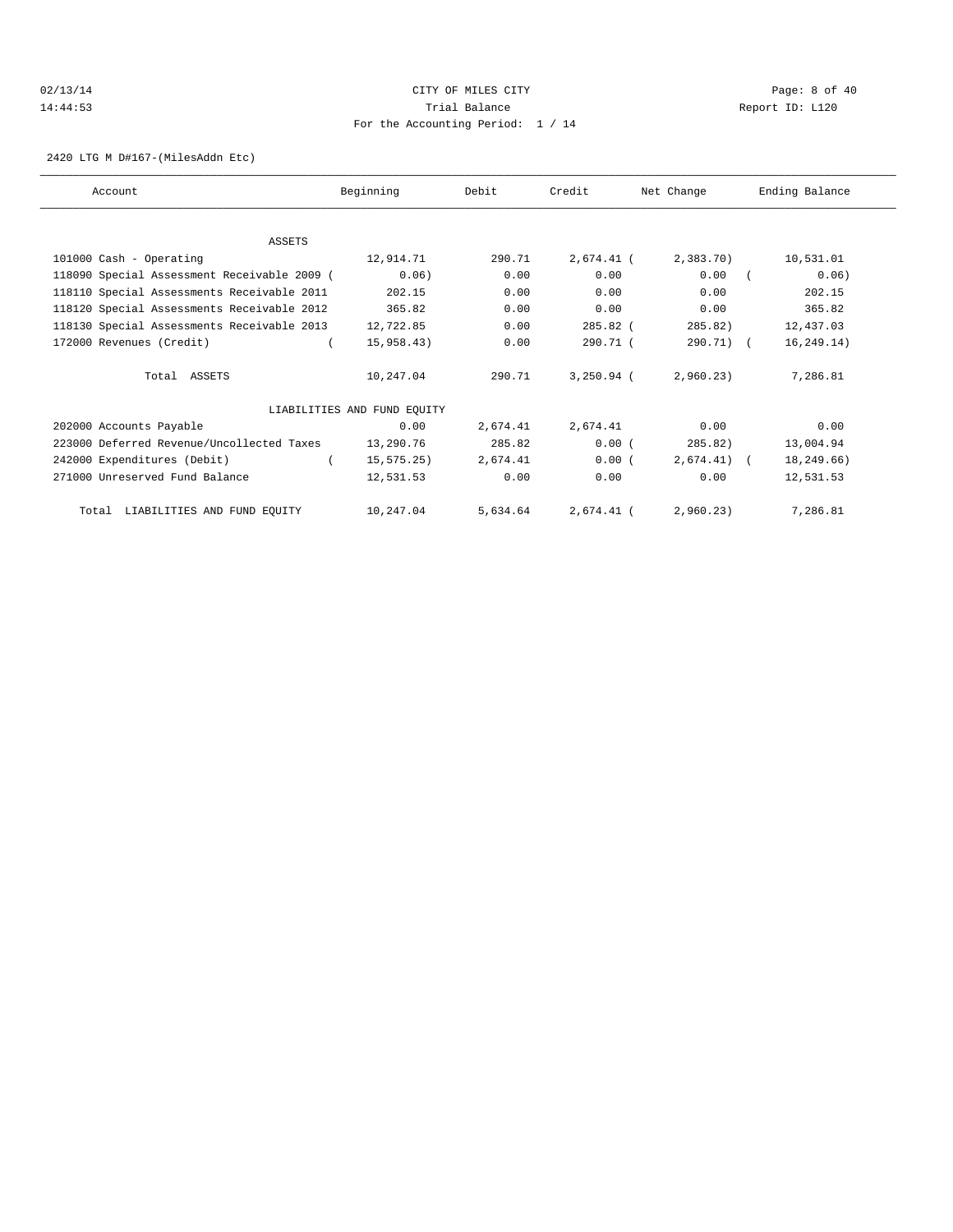CITY OF MILES CITY

Trial Balance

For the Accounting Period: 1 / 14

02/13/14 14:44:53 Report ID: L120

2420 LTG M D#167-(MilesAddn Etc)

| Account | Beginning | Debit | Credit | Net Change | Ending Balance |
|---|---|---|---|---|---|
| ASSETS | | | | | |
| 101000 Cash - Operating | 12,914.71 | 290.71 | 2,674.41 | ( 2,383.70) | 10,531.01 |
| 118090 Special Assessment Receivable 2009 | ( 0.06) | 0.00 | 0.00 | 0.00 | ( 0.06) |
| 118110 Special Assessments Receivable 2011 | 202.15 | 0.00 | 0.00 | 0.00 | 202.15 |
| 118120 Special Assessments Receivable 2012 | 365.82 | 0.00 | 0.00 | 0.00 | 365.82 |
| 118130 Special Assessments Receivable 2013 | 12,722.85 | 0.00 | 285.82 | ( 285.82) | 12,437.03 |
| 172000 Revenues (Credit) | ( 15,958.43) | 0.00 | 290.71 | ( 290.71) | ( 16,249.14) |
| Total ASSETS | 10,247.04 | 290.71 | 3,250.94 | ( 2,960.23) | 7,286.81 |
| LIABILITIES AND FUND EQUITY | | | | | |
| 202000 Accounts Payable | 0.00 | 2,674.41 | 2,674.41 | 0.00 | 0.00 |
| 223000 Deferred Revenue/Uncollected Taxes | 13,290.76 | 285.82 | 0.00 | ( 285.82) | 13,004.94 |
| 242000 Expenditures (Debit) | ( 15,575.25) | 2,674.41 | 0.00 | ( 2,674.41) | ( 18,249.66) |
| 271000 Unreserved Fund Balance | 12,531.53 | 0.00 | 0.00 | 0.00 | 12,531.53 |
| Total LIABILITIES AND FUND EQUITY | 10,247.04 | 5,634.64 | 2,674.41 | ( 2,960.23) | 7,286.81 |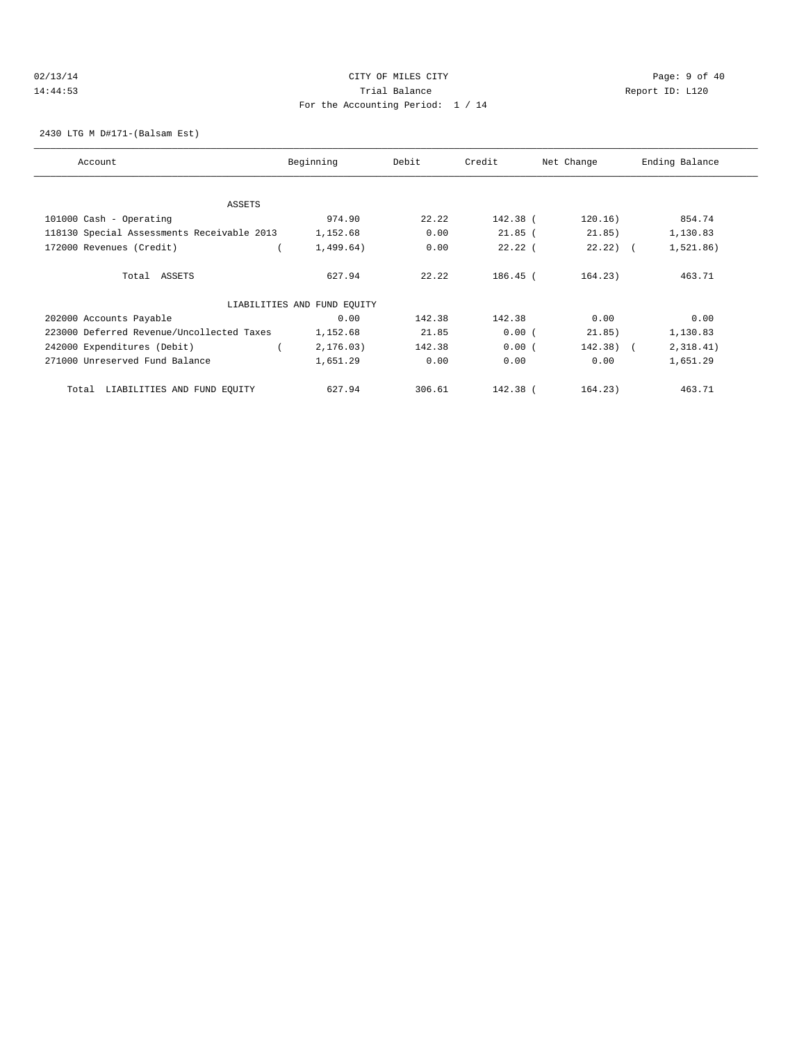CITY OF MILES CITY

Trial Balance

For the Accounting Period: 1 / 14

02/13/14
14:44:53

Report ID: L120

2430 LTG M D#171-(Balsam Est)

| Account | Beginning | Debit | Credit | Net Change | Ending Balance |
|---|---|---|---|---|---|
| ASSETS | | | | | |
| 101000 Cash - Operating | 974.90 | 22.22 | 142.38 | ( 120.16) | 854.74 |
| 118130 Special Assessments Receivable 2013 | 1,152.68 | 0.00 | 21.85 | ( 21.85) | 1,130.83 |
| 172000 Revenues (Credit) | ( 1,499.64) | 0.00 | 22.22 | ( 22.22) | ( 1,521.86) |
| Total ASSETS | 627.94 | 22.22 | 186.45 | ( 164.23) | 463.71 |
| LIABILITIES AND FUND EQUITY | | | | | |
| 202000 Accounts Payable | 0.00 | 142.38 | 142.38 | 0.00 | 0.00 |
| 223000 Deferred Revenue/Uncollected Taxes | 1,152.68 | 21.85 | 0.00 | ( 21.85) | 1,130.83 |
| 242000 Expenditures (Debit) | ( 2,176.03) | 142.38 | 0.00 | ( 142.38) | ( 2,318.41) |
| 271000 Unreserved Fund Balance | 1,651.29 | 0.00 | 0.00 | 0.00 | 1,651.29 |
| Total LIABILITIES AND FUND EQUITY | 627.94 | 306.61 | 142.38 | ( 164.23) | 463.71 |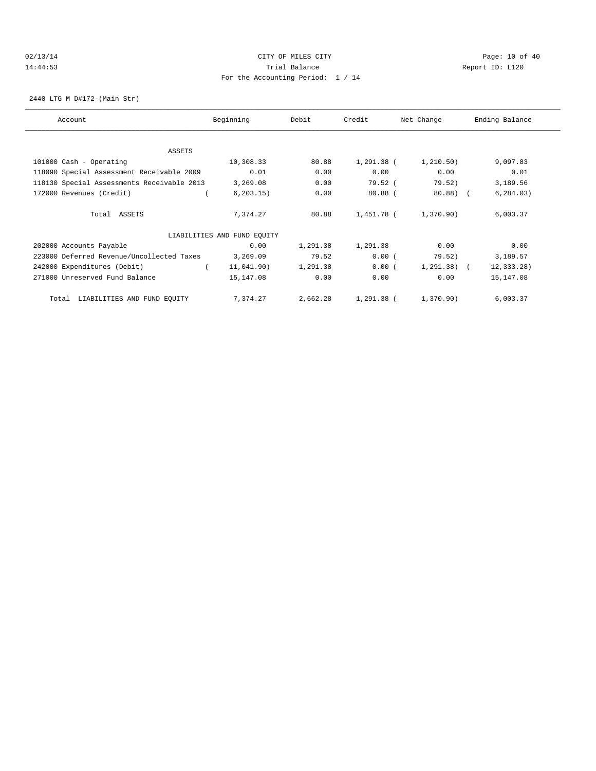CITY OF MILES CITY
Trial Balance
For the Accounting Period: 1 / 14

02/13/14
14:44:53

Report ID: L120

2440 LTG M D#172-(Main Str)

| Account | Beginning | Debit | Credit | Net Change | Ending Balance |
|---|---|---|---|---|---|
| ASSETS | | | | | |
| 101000 Cash - Operating | 10,308.33 | 80.88 | 1,291.38 | (1,210.50) | 9,097.83 |
| 118090 Special Assessment Receivable 2009 | 0.01 | 0.00 | 0.00 | 0.00 | 0.01 |
| 118130 Special Assessments Receivable 2013 | 3,269.08 | 0.00 | 79.52 | (79.52) | 3,189.56 |
| 172000 Revenues (Credit) | (6,203.15) | 0.00 | 80.88 | (80.88) | (6,284.03) |
| Total ASSETS | 7,374.27 | 80.88 | 1,451.78 | (1,370.90) | 6,003.37 |
| LIABILITIES AND FUND EQUITY | | | | | |
| 202000 Accounts Payable | 0.00 | 1,291.38 | 1,291.38 | 0.00 | 0.00 |
| 223000 Deferred Revenue/Uncollected Taxes | 3,269.09 | 79.52 | 0.00 | (79.52) | 3,189.57 |
| 242000 Expenditures (Debit) | (11,041.90) | 1,291.38 | 0.00 | (1,291.38) | (12,333.28) |
| 271000 Unreserved Fund Balance | 15,147.08 | 0.00 | 0.00 | 0.00 | 15,147.08 |
| Total LIABILITIES AND FUND EQUITY | 7,374.27 | 2,662.28 | 1,291.38 | (1,370.90) | 6,003.37 |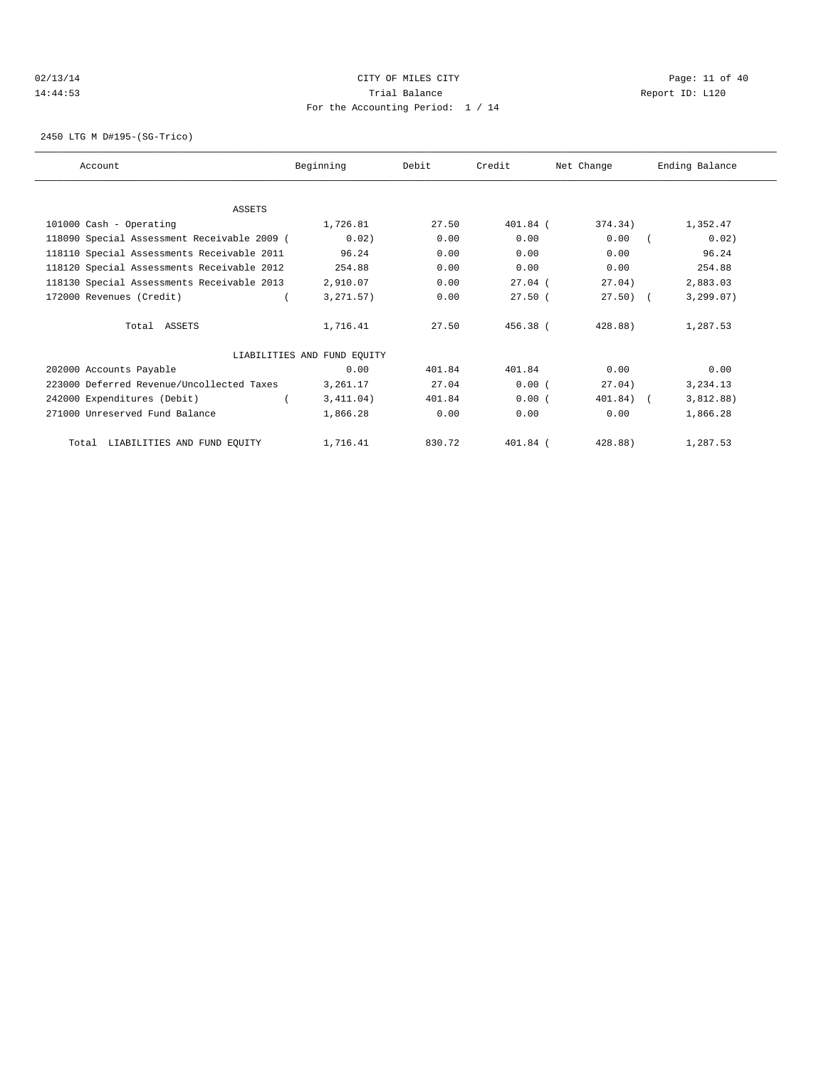CITY OF MILES CITY
Trial Balance
For the Accounting Period: 1 / 14

02/13/14
14:44:53

Report ID: L120

2450 LTG M D#195-(SG-Trico)

| Account | Beginning | Debit | Credit | Net Change | Ending Balance |
|---|---|---|---|---|---|
| ASSETS | | | | | |
| 101000 Cash - Operating | 1,726.81 | 27.50 | 401.84 | ( 374.34) | 1,352.47 |
| 118090 Special Assessment Receivable 2009 | ( 0.02) | 0.00 | 0.00 | 0.00 | ( 0.02) |
| 118110 Special Assessments Receivable 2011 | 96.24 | 0.00 | 0.00 | 0.00 | 96.24 |
| 118120 Special Assessments Receivable 2012 | 254.88 | 0.00 | 0.00 | 0.00 | 254.88 |
| 118130 Special Assessments Receivable 2013 | 2,910.07 | 0.00 | 27.04 | ( 27.04) | 2,883.03 |
| 172000 Revenues (Credit) | ( 3,271.57) | 0.00 | 27.50 | ( 27.50) | ( 3,299.07) |
| Total ASSETS | 1,716.41 | 27.50 | 456.38 | ( 428.88) | 1,287.53 |
| LIABILITIES AND FUND EQUITY | | | | | |
| 202000 Accounts Payable | 0.00 | 401.84 | 401.84 | 0.00 | 0.00 |
| 223000 Deferred Revenue/Uncollected Taxes | 3,261.17 | 27.04 | 0.00 | ( 27.04) | 3,234.13 |
| 242000 Expenditures (Debit) | ( 3,411.04) | 401.84 | 0.00 | ( 401.84) | ( 3,812.88) |
| 271000 Unreserved Fund Balance | 1,866.28 | 0.00 | 0.00 | 0.00 | 1,866.28 |
| Total LIABILITIES AND FUND EQUITY | 1,716.41 | 830.72 | 401.84 | ( 428.88) | 1,287.53 |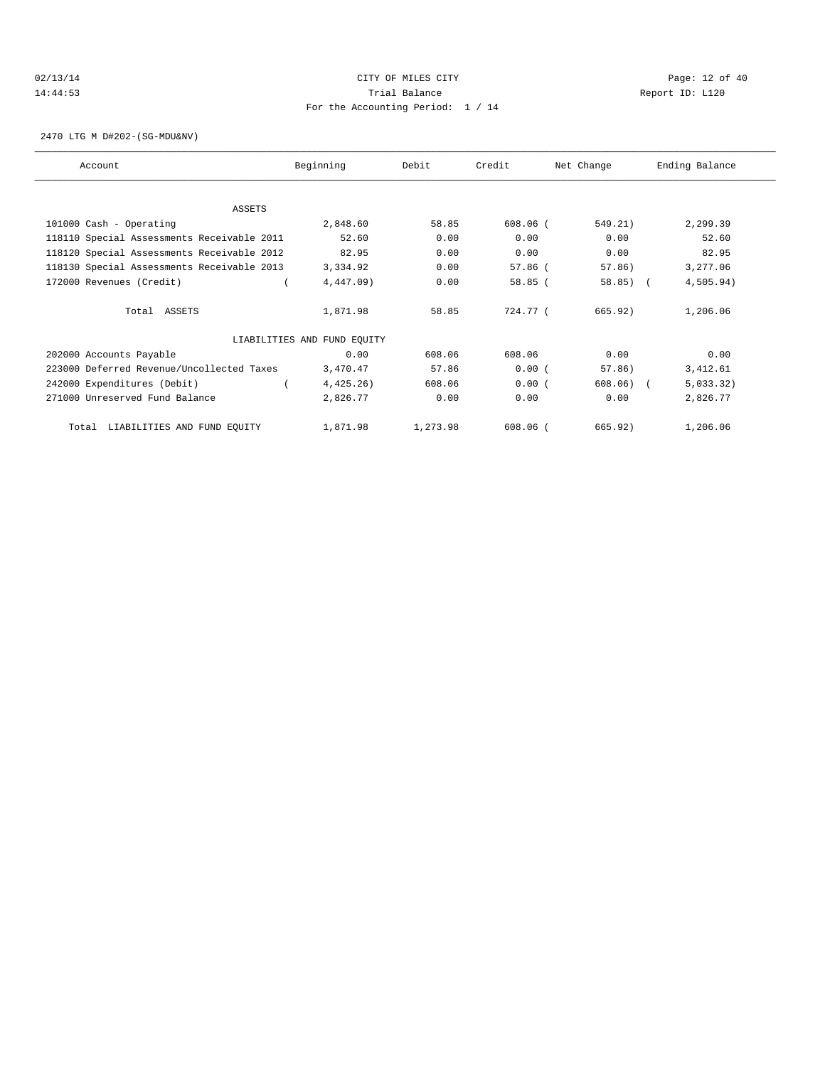CITY OF MILES CITY

Trial Balance

For the Accounting Period: 1 / 14

02/13/14 14:44:53 — Report ID: L120

2470 LTG M D#202-(SG-MDU&NV)

| Account | Beginning | Debit | Credit | Net Change | Ending Balance |
|---|---|---|---|---|---|
| ASSETS | | | | | |
| 101000 Cash - Operating | 2,848.60 | 58.85 | 608.06 | ( 549.21) | 2,299.39 |
| 118110 Special Assessments Receivable 2011 | 52.60 | 0.00 | 0.00 | 0.00 | 52.60 |
| 118120 Special Assessments Receivable 2012 | 82.95 | 0.00 | 0.00 | 0.00 | 82.95 |
| 118130 Special Assessments Receivable 2013 | 3,334.92 | 0.00 | 57.86 | ( 57.86) | 3,277.06 |
| 172000 Revenues (Credit) | ( 4,447.09) | 0.00 | 58.85 | ( 58.85) | ( 4,505.94) |
| Total ASSETS | 1,871.98 | 58.85 | 724.77 | ( 665.92) | 1,206.06 |
| LIABILITIES AND FUND EQUITY | | | | | |
| 202000 Accounts Payable | 0.00 | 608.06 | 608.06 | 0.00 | 0.00 |
| 223000 Deferred Revenue/Uncollected Taxes | 3,470.47 | 57.86 | 0.00 | ( 57.86) | 3,412.61 |
| 242000 Expenditures (Debit) | ( 4,425.26) | 608.06 | 0.00 | ( 608.06) | ( 5,033.32) |
| 271000 Unreserved Fund Balance | 2,826.77 | 0.00 | 0.00 | 0.00 | 2,826.77 |
| Total LIABILITIES AND FUND EQUITY | 1,871.98 | 1,273.98 | 608.06 | ( 665.92) | 1,206.06 |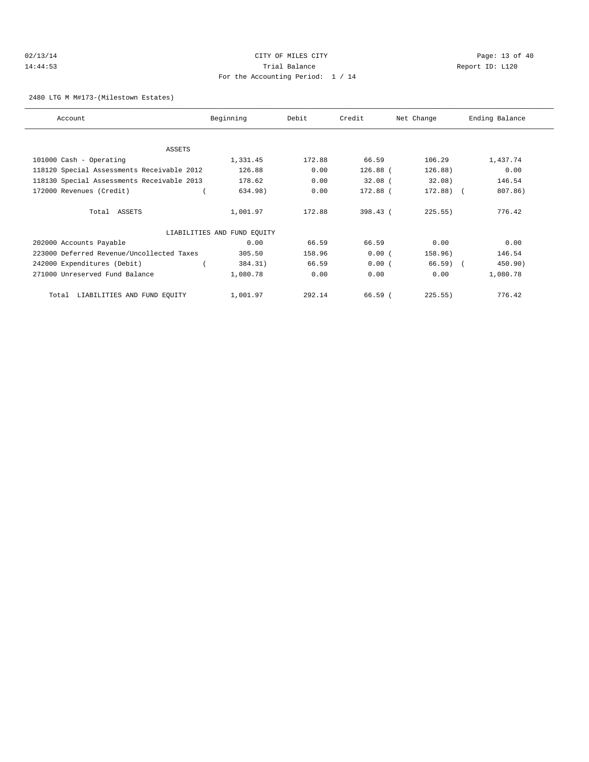CITY OF MILES CITY

Trial Balance

For the Accounting Period: 1 / 14

2480 LTG M M#173-(Milestown Estates)

| Account | Beginning | Debit | Credit | Net Change | Ending Balance |
|---|---|---|---|---|---|
| ASSETS | | | | | |
| 101000 Cash - Operating | 1,331.45 | 172.88 | 66.59 | 106.29 | 1,437.74 |
| 118120 Special Assessments Receivable 2012 | 126.88 | 0.00 | 126.88 | (126.88) | 0.00 |
| 118130 Special Assessments Receivable 2013 | 178.62 | 0.00 | 32.08 | (32.08) | 146.54 |
| 172000 Revenues (Credit) | (634.98) | 0.00 | 172.88 | (172.88) | (807.86) |
| Total ASSETS | 1,001.97 | 172.88 | 398.43 | (225.55) | 776.42 |
| LIABILITIES AND FUND EQUITY | | | | | |
| 202000 Accounts Payable | 0.00 | 66.59 | 66.59 | 0.00 | 0.00 |
| 223000 Deferred Revenue/Uncollected Taxes | 305.50 | 158.96 | 0.00 | (158.96) | 146.54 |
| 242000 Expenditures (Debit) | (384.31) | 66.59 | 0.00 | (66.59) | (450.90) |
| 271000 Unreserved Fund Balance | 1,080.78 | 0.00 | 0.00 | 0.00 | 1,080.78 |
| Total LIABILITIES AND FUND EQUITY | 1,001.97 | 292.14 | 66.59 | (225.55) | 776.42 |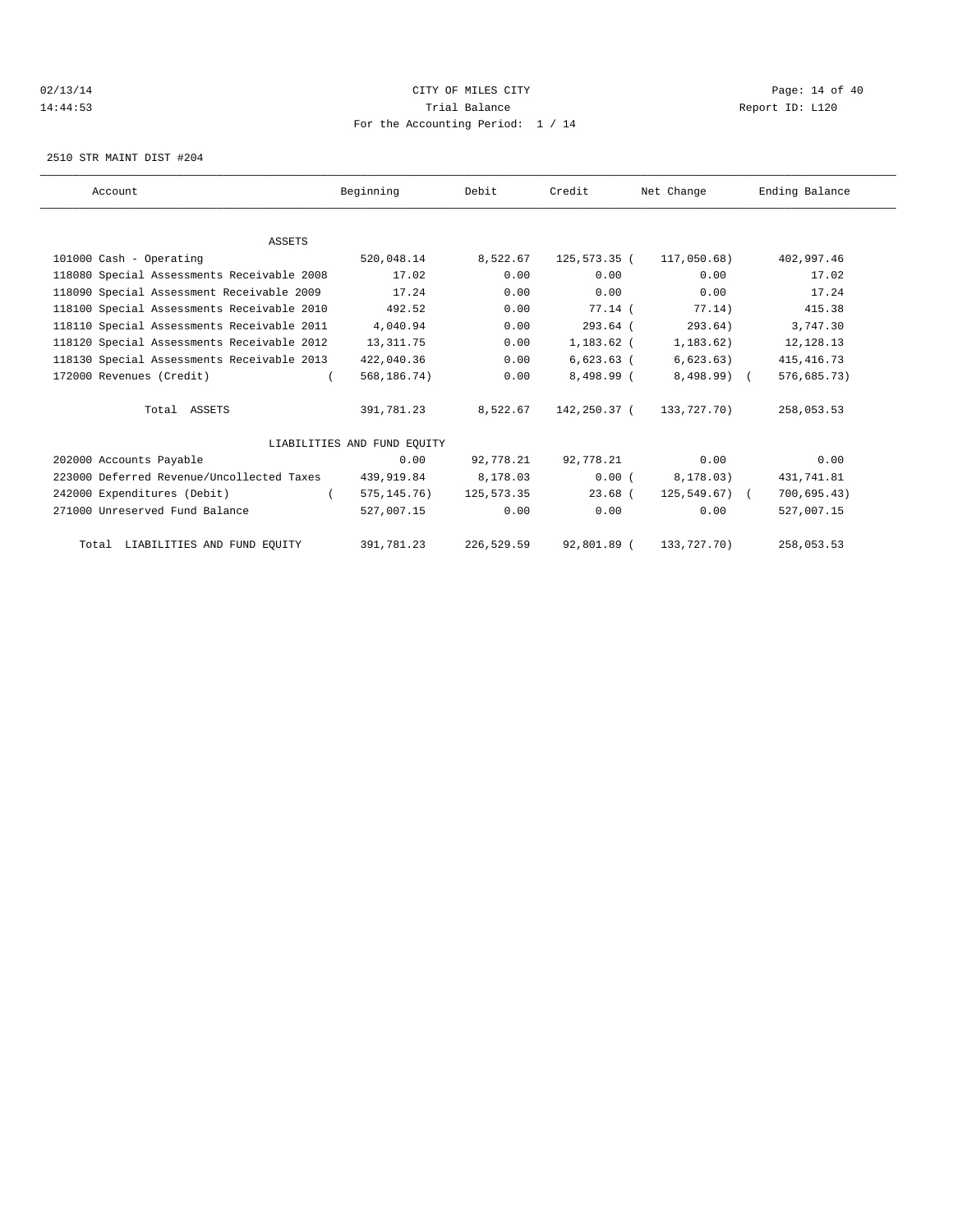CITY OF MILES CITY
Trial Balance
For the Accounting Period: 1 / 14

2510 STR MAINT DIST #204

| Account | Beginning | Debit | Credit | Net Change | Ending Balance |
|---|---|---|---|---|---|
| ASSETS | | | | | |
| 101000 Cash - Operating | 520,048.14 | 8,522.67 | 125,573.35 | ( 117,050.68) | 402,997.46 |
| 118080 Special Assessments Receivable 2008 | 17.02 | 0.00 | 0.00 | 0.00 | 17.02 |
| 118090 Special Assessment Receivable 2009 | 17.24 | 0.00 | 0.00 | 0.00 | 17.24 |
| 118100 Special Assessments Receivable 2010 | 492.52 | 0.00 | 77.14 | ( 77.14) | 415.38 |
| 118110 Special Assessments Receivable 2011 | 4,040.94 | 0.00 | 293.64 | ( 293.64) | 3,747.30 |
| 118120 Special Assessments Receivable 2012 | 13,311.75 | 0.00 | 1,183.62 | ( 1,183.62) | 12,128.13 |
| 118130 Special Assessments Receivable 2013 | 422,040.36 | 0.00 | 6,623.63 | ( 6,623.63) | 415,416.73 |
| 172000 Revenues (Credit) | ( 568,186.74) | 0.00 | 8,498.99 | ( 8,498.99) | ( 576,685.73) |
| Total ASSETS | 391,781.23 | 8,522.67 | 142,250.37 | ( 133,727.70) | 258,053.53 |
| LIABILITIES AND FUND EQUITY | | | | | |
| 202000 Accounts Payable | 0.00 | 92,778.21 | 92,778.21 | 0.00 | 0.00 |
| 223000 Deferred Revenue/Uncollected Taxes | 439,919.84 | 8,178.03 | 0.00 | ( 8,178.03) | 431,741.81 |
| 242000 Expenditures (Debit) | ( 575,145.76) | 125,573.35 | 23.68 | ( 125,549.67) | ( 700,695.43) |
| 271000 Unreserved Fund Balance | 527,007.15 | 0.00 | 0.00 | 0.00 | 527,007.15 |
| Total LIABILITIES AND FUND EQUITY | 391,781.23 | 226,529.59 | 92,801.89 | ( 133,727.70) | 258,053.53 |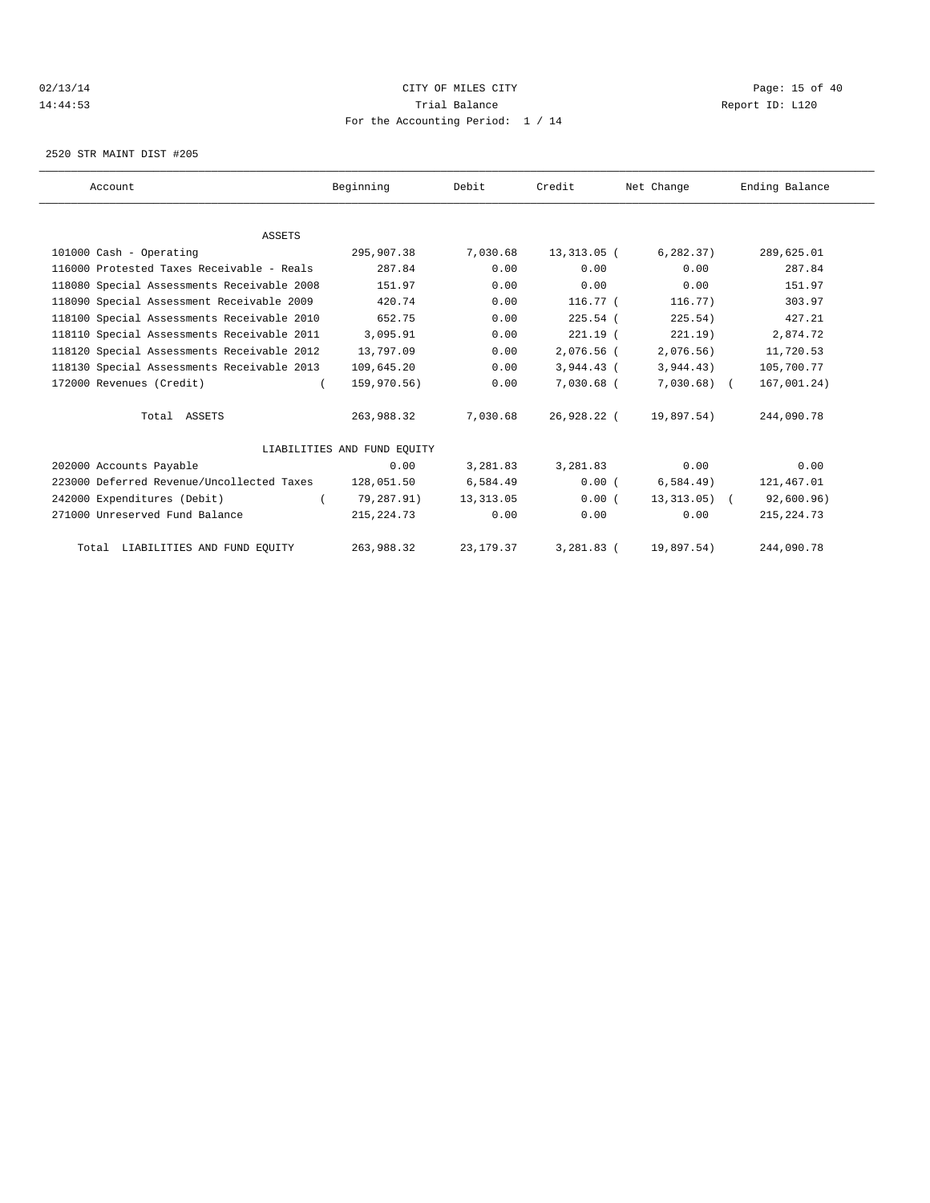CITY OF MILES CITY
Trial Balance
For the Accounting Period: 1 / 14

02/13/14 14:44:53 — Report ID: L120

2520 STR MAINT DIST #205

| Account | Beginning | Debit | Credit | Net Change | Ending Balance |
|---|---|---|---|---|---|
| **ASSETS** | | | | | |
| 101000 Cash - Operating | 295,907.38 | 7,030.68 | 13,313.05 | (6,282.37) | 289,625.01 |
| 116000 Protested Taxes Receivable - Reals | 287.84 | 0.00 | 0.00 | 0.00 | 287.84 |
| 118080 Special Assessments Receivable 2008 | 151.97 | 0.00 | 0.00 | 0.00 | 151.97 |
| 118090 Special Assessment Receivable 2009 | 420.74 | 0.00 | 116.77 | (116.77) | 303.97 |
| 118100 Special Assessments Receivable 2010 | 652.75 | 0.00 | 225.54 | (225.54) | 427.21 |
| 118110 Special Assessments Receivable 2011 | 3,095.91 | 0.00 | 221.19 | (221.19) | 2,874.72 |
| 118120 Special Assessments Receivable 2012 | 13,797.09 | 0.00 | 2,076.56 | (2,076.56) | 11,720.53 |
| 118130 Special Assessments Receivable 2013 | 109,645.20 | 0.00 | 3,944.43 | (3,944.43) | 105,700.77 |
| 172000 Revenues (Credit) | (159,970.56) | 0.00 | 7,030.68 | (7,030.68) | (167,001.24) |
| Total ASSETS | 263,988.32 | 7,030.68 | 26,928.22 | (19,897.54) | 244,090.78 |
| **LIABILITIES AND FUND EQUITY** | | | | | |
| 202000 Accounts Payable | 0.00 | 3,281.83 | 3,281.83 | 0.00 | 0.00 |
| 223000 Deferred Revenue/Uncollected Taxes | 128,051.50 | 6,584.49 | 0.00 | (6,584.49) | 121,467.01 |
| 242000 Expenditures (Debit) | (79,287.91) | 13,313.05 | 0.00 | (13,313.05) | (92,600.96) |
| 271000 Unreserved Fund Balance | 215,224.73 | 0.00 | 0.00 | 0.00 | 215,224.73 |
| Total LIABILITIES AND FUND EQUITY | 263,988.32 | 23,179.37 | 3,281.83 | (19,897.54) | 244,090.78 |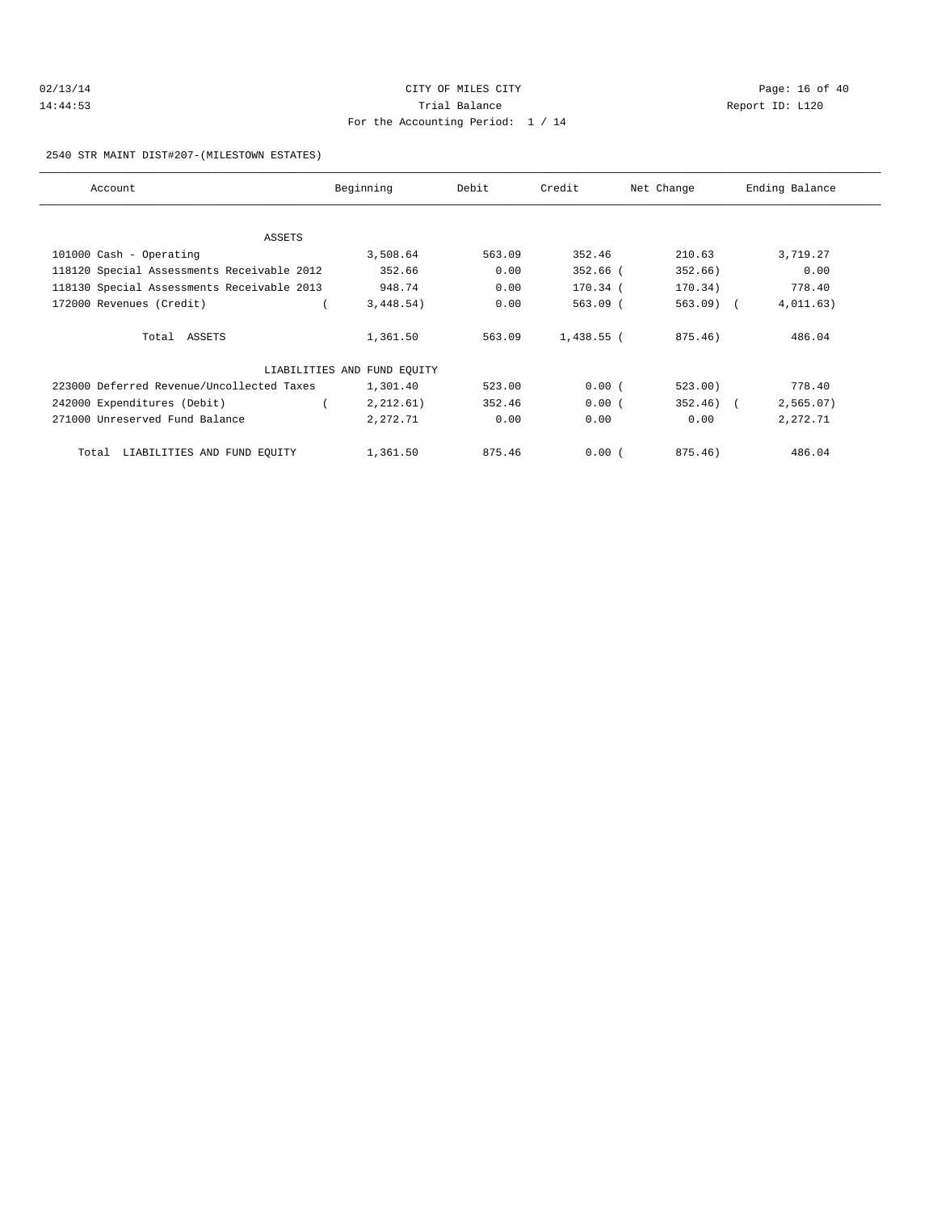CITY OF MILES CITY

Trial Balance

For the Accounting Period: 1 / 14

02/13/14 14:44:53 — Report ID: L120

2540 STR MAINT DIST#207-(MILESTOWN ESTATES)

| Account | Beginning | Debit | Credit | Net Change | Ending Balance |
|---|---|---|---|---|---|
| **ASSETS** | | | | | |
| 101000 Cash - Operating | 3,508.64 | 563.09 | 352.46 | 210.63 | 3,719.27 |
| 118120 Special Assessments Receivable 2012 | 352.66 | 0.00 | 352.66 | ( 352.66) | 0.00 |
| 118130 Special Assessments Receivable 2013 | 948.74 | 0.00 | 170.34 | ( 170.34) | 778.40 |
| 172000 Revenues (Credit) | ( 3,448.54) | 0.00 | 563.09 | ( 563.09) | ( 4,011.63) |
| Total ASSETS | 1,361.50 | 563.09 | 1,438.55 | ( 875.46) | 486.04 |
| **LIABILITIES AND FUND EQUITY** | | | | | |
| 223000 Deferred Revenue/Uncollected Taxes | 1,301.40 | 523.00 | 0.00 | ( 523.00) | 778.40 |
| 242000 Expenditures (Debit) | ( 2,212.61) | 352.46 | 0.00 | ( 352.46) | ( 2,565.07) |
| 271000 Unreserved Fund Balance | 2,272.71 | 0.00 | 0.00 | 0.00 | 2,272.71 |
| Total LIABILITIES AND FUND EQUITY | 1,361.50 | 875.46 | 0.00 | ( 875.46) | 486.04 |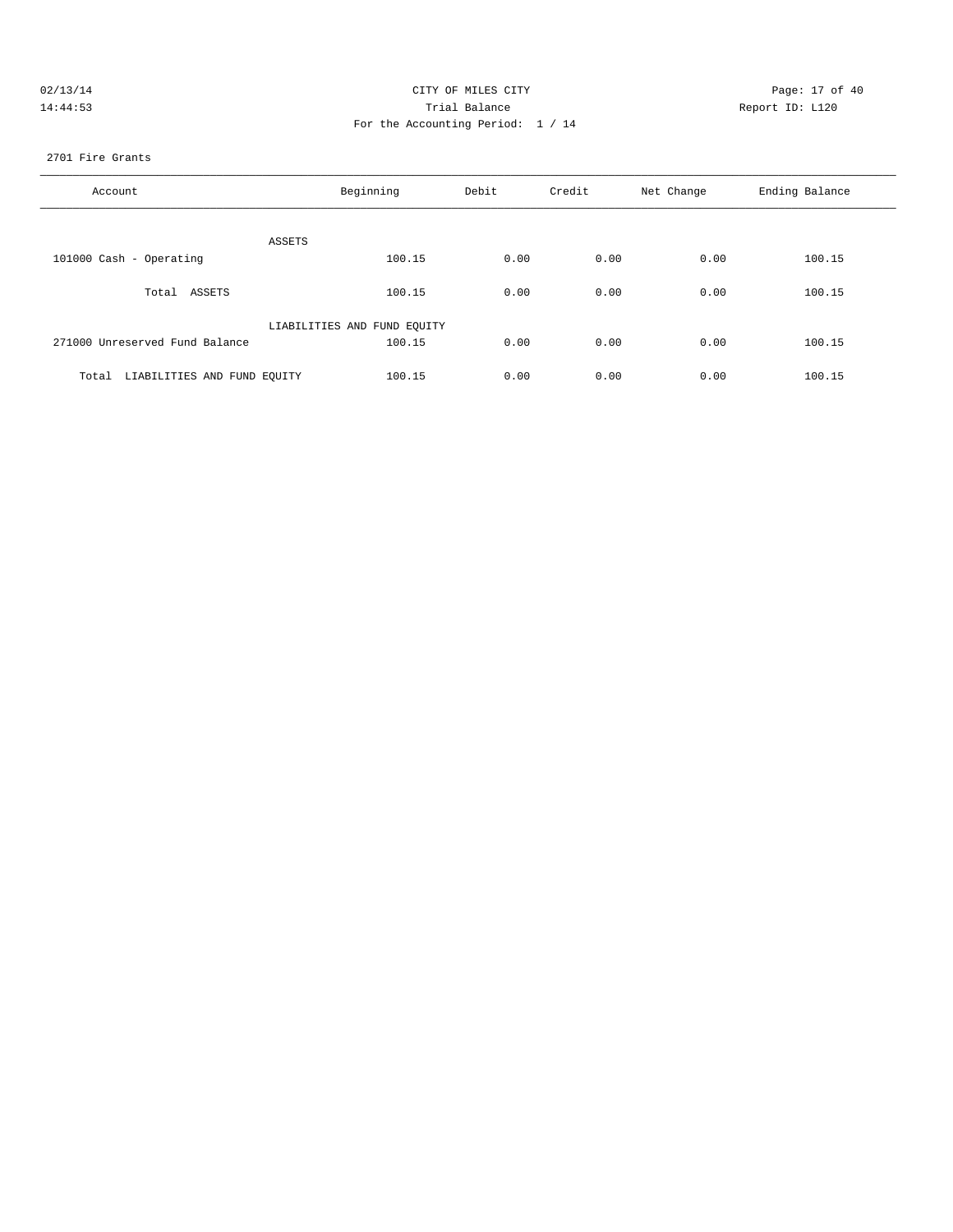CITY OF MILES CITY
Trial Balance
For the Accounting Period: 1 / 14

02/13/14
14:44:53

Report ID: L120

2701 Fire Grants

| Account | Beginning | Debit | Credit | Net Change | Ending Balance |
|---|---|---|---|---|---|
| ASSETS | | | | | |
| 101000 Cash - Operating | 100.15 | 0.00 | 0.00 | 0.00 | 100.15 |
| Total ASSETS | 100.15 | 0.00 | 0.00 | 0.00 | 100.15 |
| LIABILITIES AND FUND EQUITY | | | | | |
| 271000 Unreserved Fund Balance | 100.15 | 0.00 | 0.00 | 0.00 | 100.15 |
| Total LIABILITIES AND FUND EQUITY | 100.15 | 0.00 | 0.00 | 0.00 | 100.15 |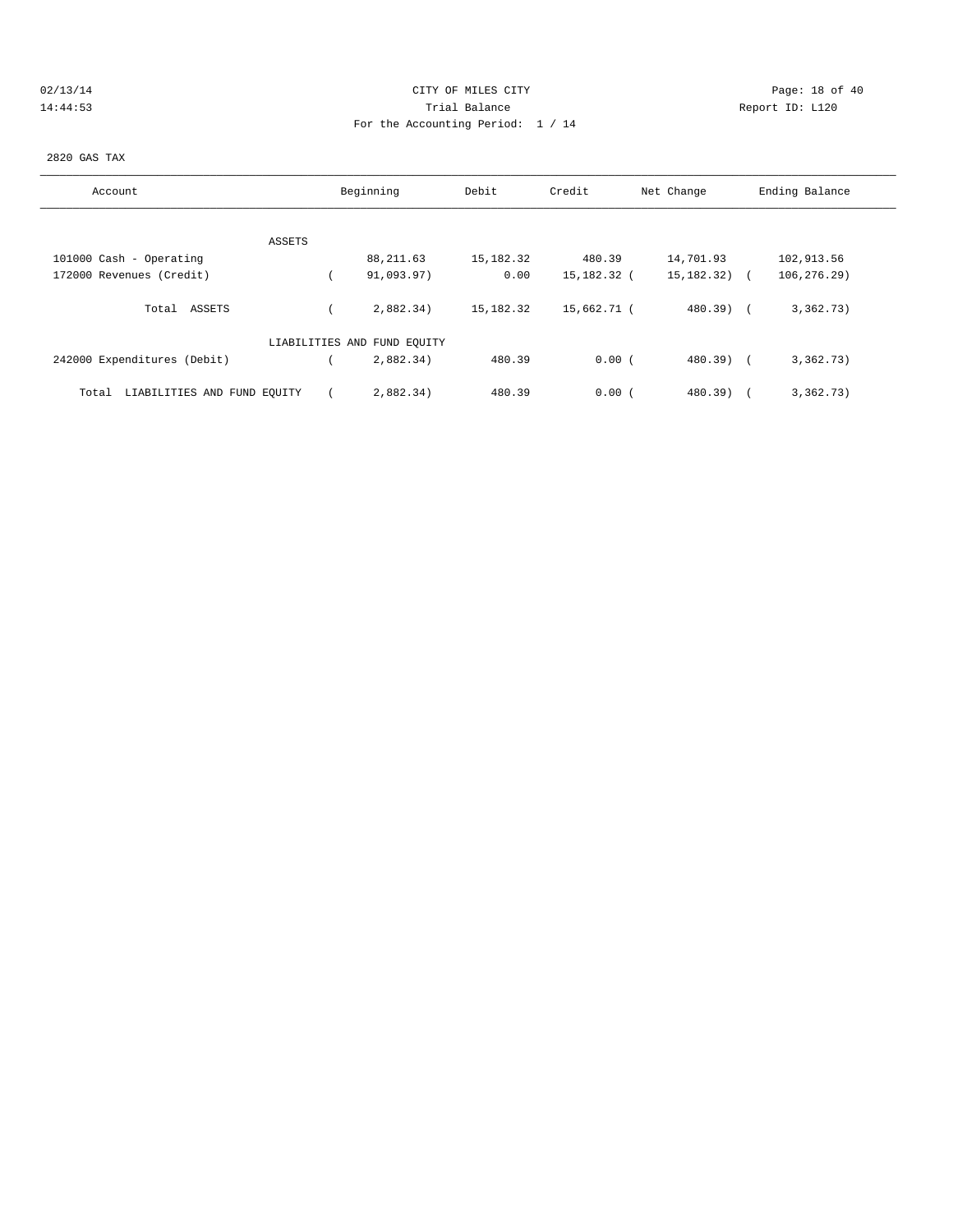CITY OF MILES CITY
Trial Balance
For the Accounting Period: 1 / 14

02/13/14
14:44:53

Report ID: L120

2820 GAS TAX

| Account | Beginning | Debit | Credit | Net Change | Ending Balance |
|---|---|---|---|---|---|
| ASSETS | | | | | |
| 101000 Cash - Operating | 88,211.63 | 15,182.32 | 480.39 | 14,701.93 | 102,913.56 |
| 172000 Revenues (Credit) | ( 91,093.97) | 0.00 | 15,182.32 | ( 15,182.32) | ( 106,276.29) |
| Total ASSETS | ( 2,882.34) | 15,182.32 | 15,662.71 | ( 480.39) | ( 3,362.73) |
| LIABILITIES AND FUND EQUITY | | | | | |
| 242000 Expenditures (Debit) | ( 2,882.34) | 480.39 | 0.00 | ( 480.39) | ( 3,362.73) |
| Total LIABILITIES AND FUND EQUITY | ( 2,882.34) | 480.39 | 0.00 | ( 480.39) | ( 3,362.73) |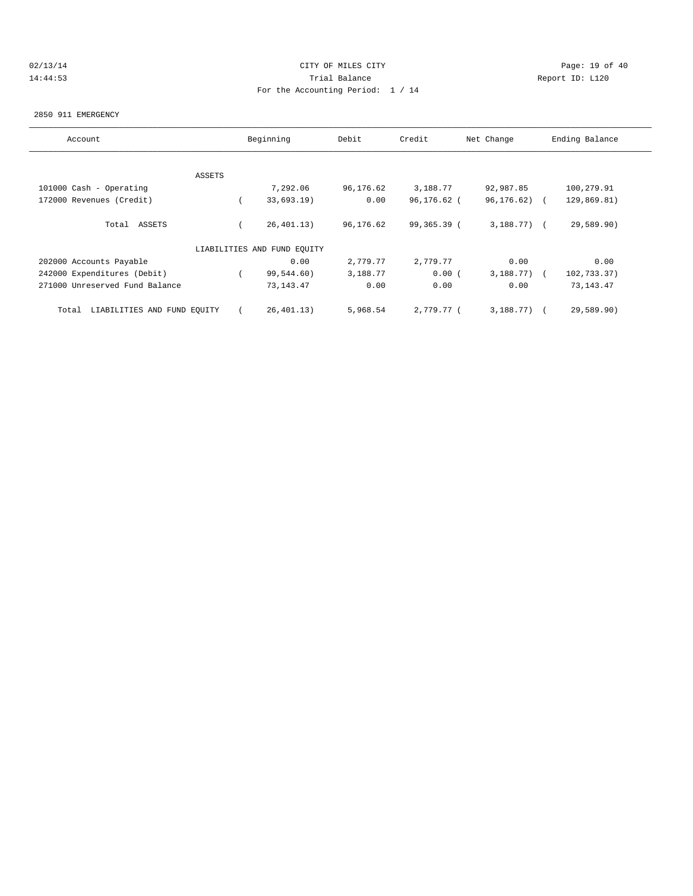CITY OF MILES CITY

Trial Balance

For the Accounting Period: 1 / 14

2850 911 EMERGENCY

| Account | Beginning | Debit | Credit | Net Change | Ending Balance |
|---|---|---|---|---|---|
| ASSETS | | | | | |
| 101000 Cash - Operating | 7,292.06 | 96,176.62 | 3,188.77 | 92,987.85 | 100,279.91 |
| 172000 Revenues (Credit) | ( 33,693.19) | 0.00 | 96,176.62 | ( 96,176.62) | ( 129,869.81) |
| Total ASSETS | ( 26,401.13) | 96,176.62 | 99,365.39 | ( 3,188.77) | ( 29,589.90) |
| LIABILITIES AND FUND EQUITY | | | | | |
| 202000 Accounts Payable | 0.00 | 2,779.77 | 2,779.77 | 0.00 | 0.00 |
| 242000 Expenditures (Debit) | ( 99,544.60) | 3,188.77 | 0.00 | ( 3,188.77) | ( 102,733.37) |
| 271000 Unreserved Fund Balance | 73,143.47 | 0.00 | 0.00 | 0.00 | 73,143.47 |
| Total LIABILITIES AND FUND EQUITY | ( 26,401.13) | 5,968.54 | 2,779.77 | ( 3,188.77) | ( 29,589.90) |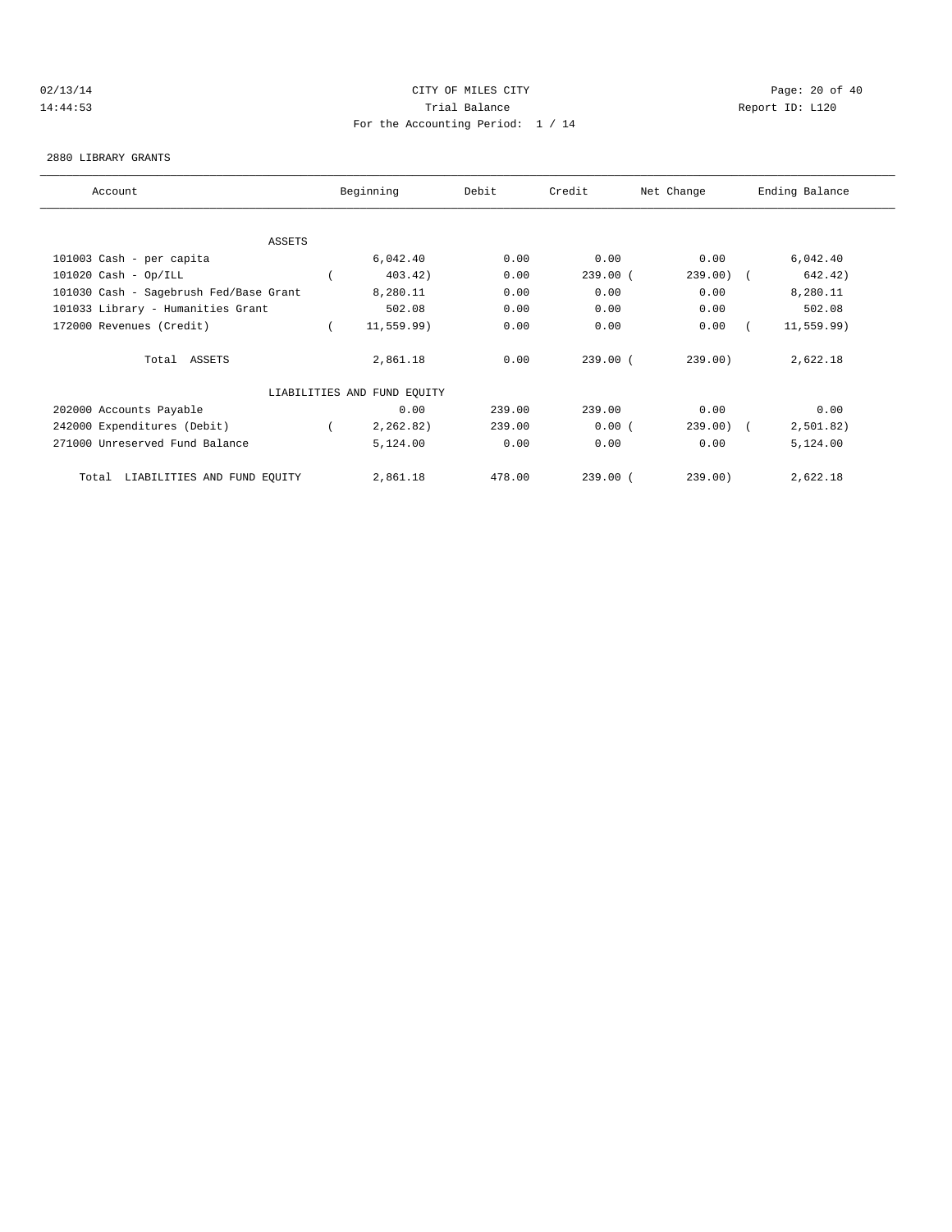02/13/14 CITY OF MILES CITY
14:44:53 Trial Balance Report ID: L120
For the Accounting Period: 1 / 14

2880 LIBRARY GRANTS

| Account | Beginning | Debit | Credit | Net Change | Ending Balance |
|---|---|---|---|---|---|
| ASSETS | | | | | |
| 101003 Cash - per capita | 6,042.40 | 0.00 | 0.00 | 0.00 | 6,042.40 |
| 101020 Cash - Op/ILL | ( 403.42) | 0.00 | 239.00 | ( 239.00) | ( 642.42) |
| 101030 Cash - Sagebrush Fed/Base Grant | 8,280.11 | 0.00 | 0.00 | 0.00 | 8,280.11 |
| 101033 Library - Humanities Grant | 502.08 | 0.00 | 0.00 | 0.00 | 502.08 |
| 172000 Revenues (Credit) | ( 11,559.99) | 0.00 | 0.00 | 0.00 | ( 11,559.99) |
| Total ASSETS | 2,861.18 | 0.00 | 239.00 | ( 239.00) | 2,622.18 |
| LIABILITIES AND FUND EQUITY | | | | | |
| 202000 Accounts Payable | 0.00 | 239.00 | 239.00 | 0.00 | 0.00 |
| 242000 Expenditures (Debit) | ( 2,262.82) | 239.00 | 0.00 | ( 239.00) | ( 2,501.82) |
| 271000 Unreserved Fund Balance | 5,124.00 | 0.00 | 0.00 | 0.00 | 5,124.00 |
| Total LIABILITIES AND FUND EQUITY | 2,861.18 | 478.00 | 239.00 | ( 239.00) | 2,622.18 |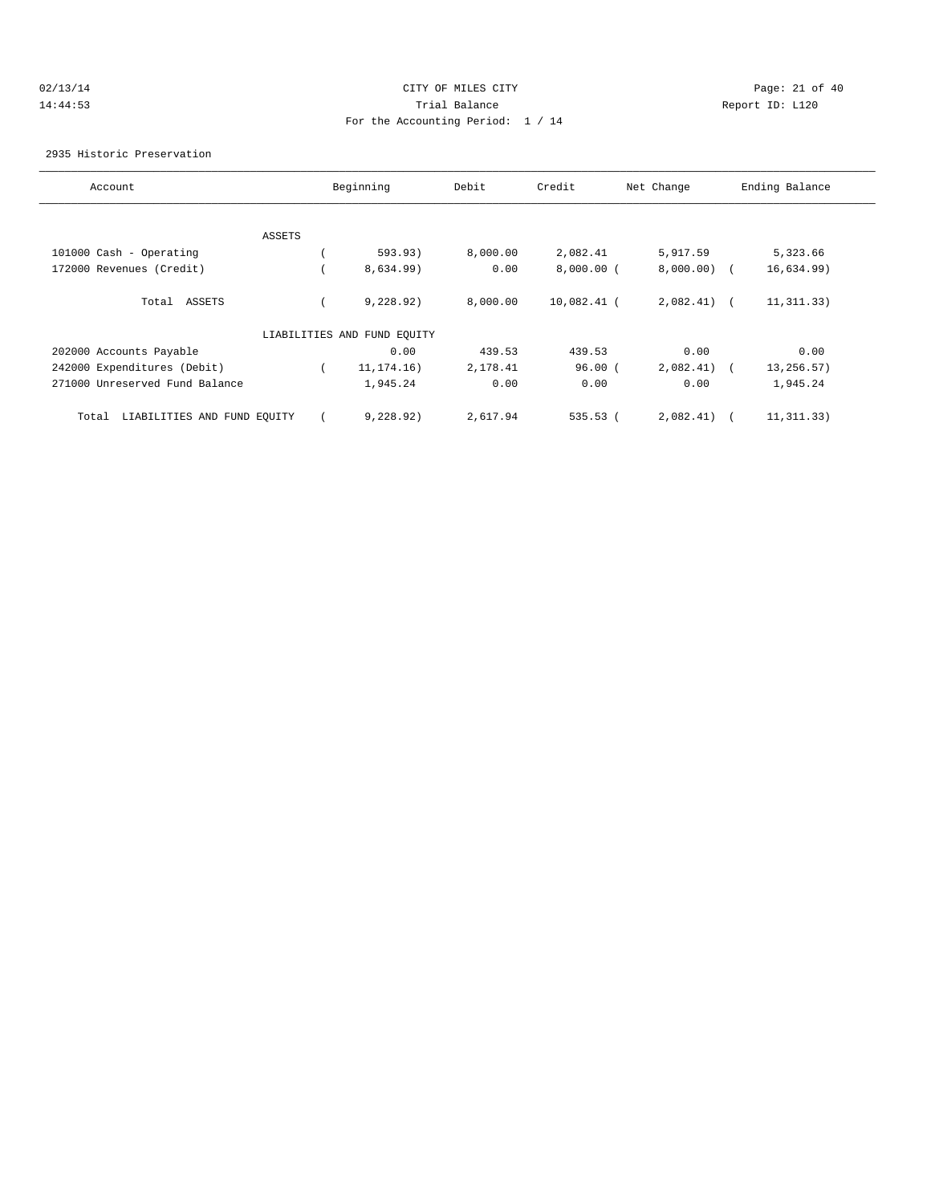CITY OF MILES CITY

Trial Balance

For the Accounting Period: 1 / 14

2935 Historic Preservation

| Account | Beginning | Debit | Credit | Net Change | Ending Balance |
|---|---|---|---|---|---|
| ASSETS | | | | | |
| 101000 Cash - Operating | ( 593.93) | 8,000.00 | 2,082.41 | 5,917.59 | 5,323.66 |
| 172000 Revenues (Credit) | ( 8,634.99) | 0.00 | 8,000.00 | ( 8,000.00) | ( 16,634.99) |
| Total ASSETS | ( 9,228.92) | 8,000.00 | 10,082.41 | ( 2,082.41) | ( 11,311.33) |
| LIABILITIES AND FUND EQUITY | | | | | |
| 202000 Accounts Payable | 0.00 | 439.53 | 439.53 | 0.00 | 0.00 |
| 242000 Expenditures (Debit) | ( 11,174.16) | 2,178.41 | 96.00 | ( 2,082.41) | ( 13,256.57) |
| 271000 Unreserved Fund Balance | 1,945.24 | 0.00 | 0.00 | 0.00 | 1,945.24 |
| Total LIABILITIES AND FUND EQUITY | ( 9,228.92) | 2,617.94 | 535.53 | ( 2,082.41) | ( 11,311.33) |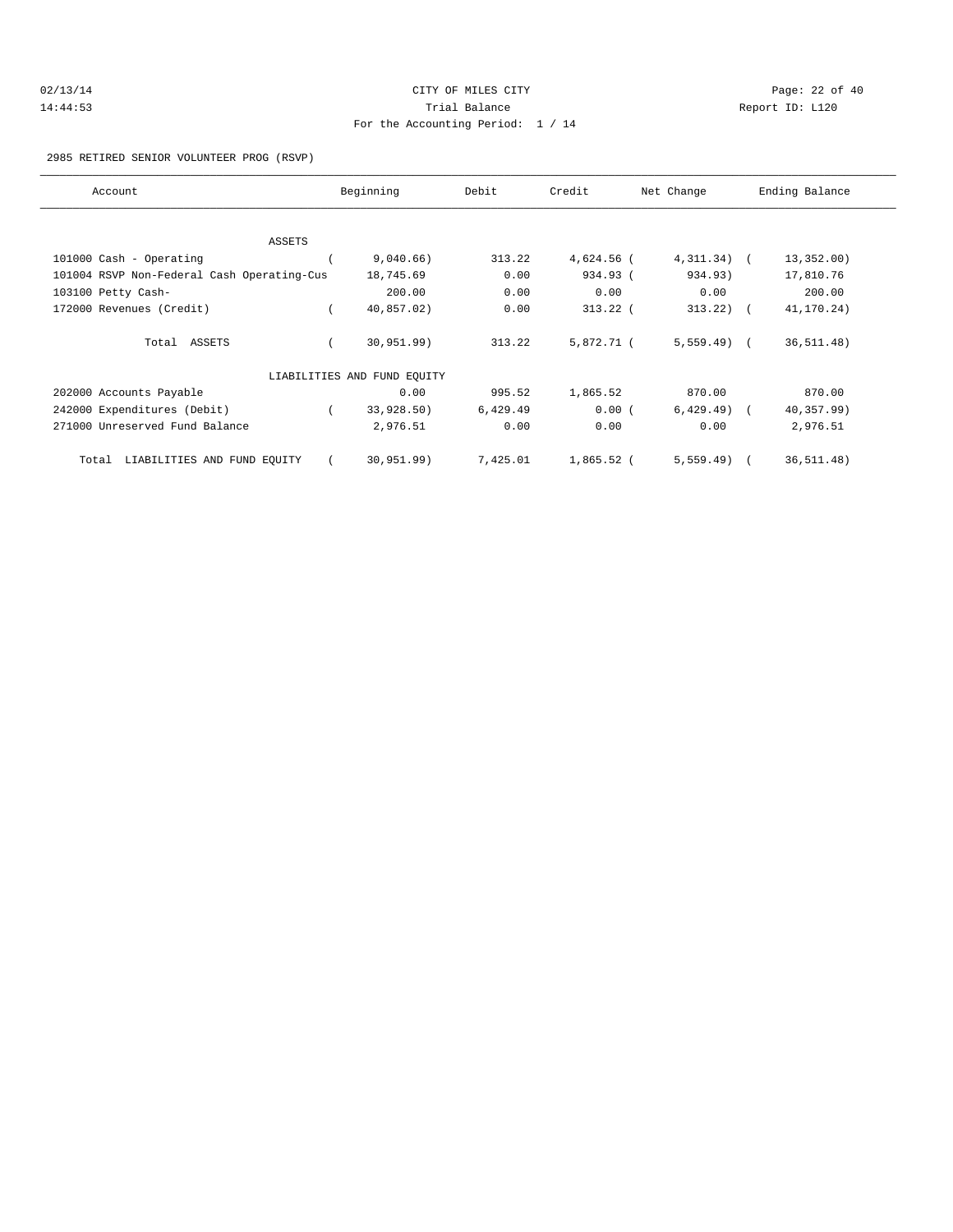CITY OF MILES CITY
Trial Balance
For the Accounting Period: 1 / 14

02/13/14 14:44:53 — Report ID: L120

2985 RETIRED SENIOR VOLUNTEER PROG (RSVP)

| Account | Beginning | Debit | Credit | Net Change | Ending Balance |
|---|---|---|---|---|---|
| **ASSETS** | | | | | |
| 101000 Cash - Operating | (9,040.66) | 313.22 | 4,624.56 | (4,311.34) | (13,352.00) |
| 101004 RSVP Non-Federal Cash Operating-Cus | 18,745.69 | 0.00 | 934.93 | (934.93) | 17,810.76 |
| 103100 Petty Cash- | 200.00 | 0.00 | 0.00 | 0.00 | 200.00 |
| 172000 Revenues (Credit) | (40,857.02) | 0.00 | 313.22 | (313.22) | (41,170.24) |
| Total ASSETS | (30,951.99) | 313.22 | 5,872.71 | (5,559.49) | (36,511.48) |
| **LIABILITIES AND FUND EQUITY** | | | | | |
| 202000 Accounts Payable | 0.00 | 995.52 | 1,865.52 | 870.00 | 870.00 |
| 242000 Expenditures (Debit) | (33,928.50) | 6,429.49 | 0.00 | (6,429.49) | (40,357.99) |
| 271000 Unreserved Fund Balance | 2,976.51 | 0.00 | 0.00 | 0.00 | 2,976.51 |
| Total LIABILITIES AND FUND EQUITY | (30,951.99) | 7,425.01 | 1,865.52 | (5,559.49) | (36,511.48) |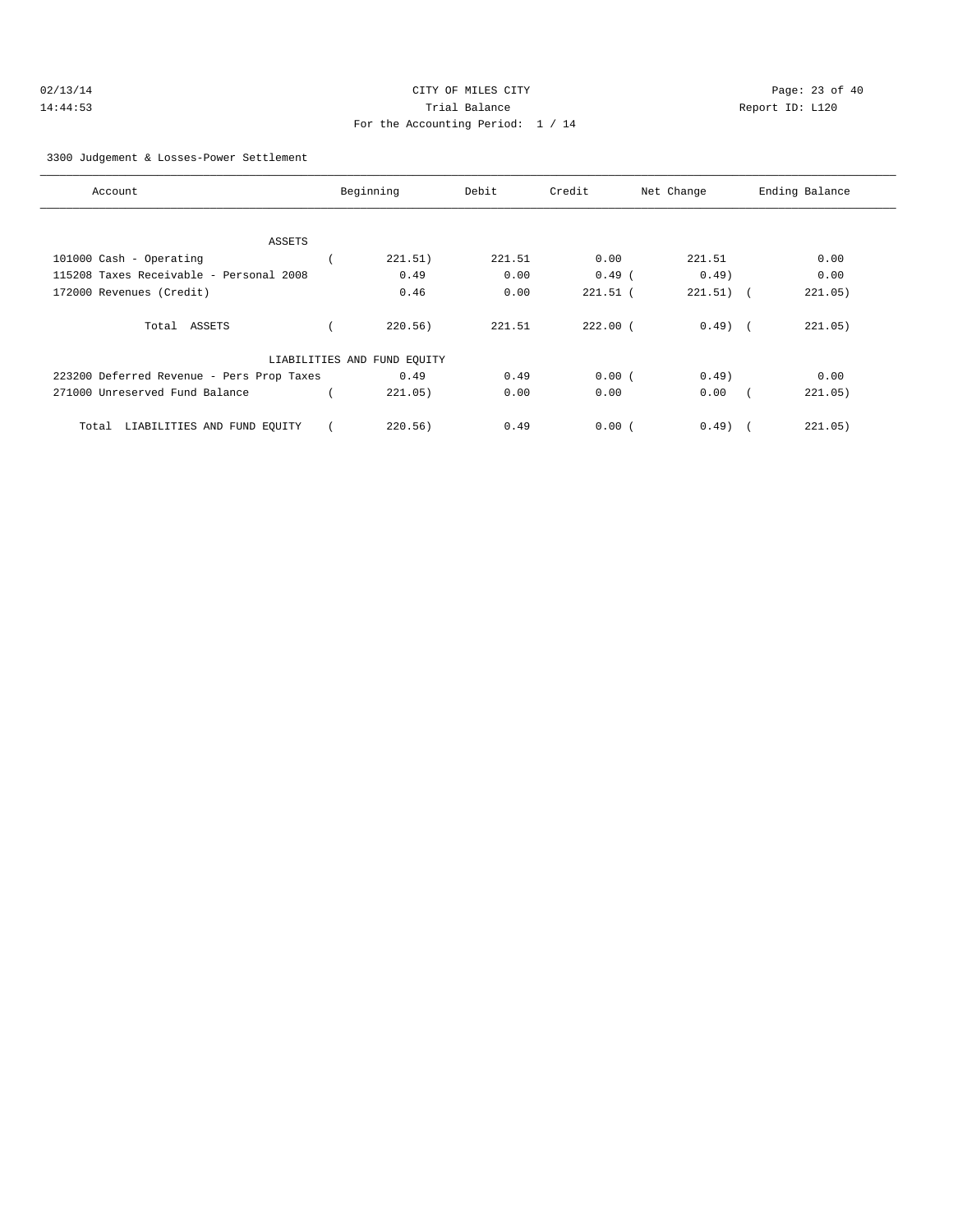CITY OF MILES CITY

Trial Balance

For the Accounting Period: 1 / 14

02/13/14 14:44:53 Report ID: L120

3300 Judgement & Losses-Power Settlement

| Account | Beginning | Debit | Credit | Net Change | Ending Balance |
|---|---|---|---|---|---|
| ASSETS | | | | | |
| 101000 Cash - Operating | ( 221.51) | 221.51 | 0.00 | 221.51 | 0.00 |
| 115208 Taxes Receivable - Personal 2008 | 0.49 | 0.00 | 0.49 | ( 0.49) | 0.00 |
| 172000 Revenues (Credit) | 0.46 | 0.00 | 221.51 | ( 221.51) | ( 221.05) |
| Total ASSETS | ( 220.56) | 221.51 | 222.00 | ( 0.49) | ( 221.05) |
| LIABILITIES AND FUND EQUITY | | | | | |
| 223200 Deferred Revenue - Pers Prop Taxes | 0.49 | 0.49 | 0.00 | ( 0.49) | 0.00 |
| 271000 Unreserved Fund Balance | ( 221.05) | 0.00 | 0.00 | 0.00 | ( 221.05) |
| Total LIABILITIES AND FUND EQUITY | ( 220.56) | 0.49 | 0.00 | ( 0.49) | ( 221.05) |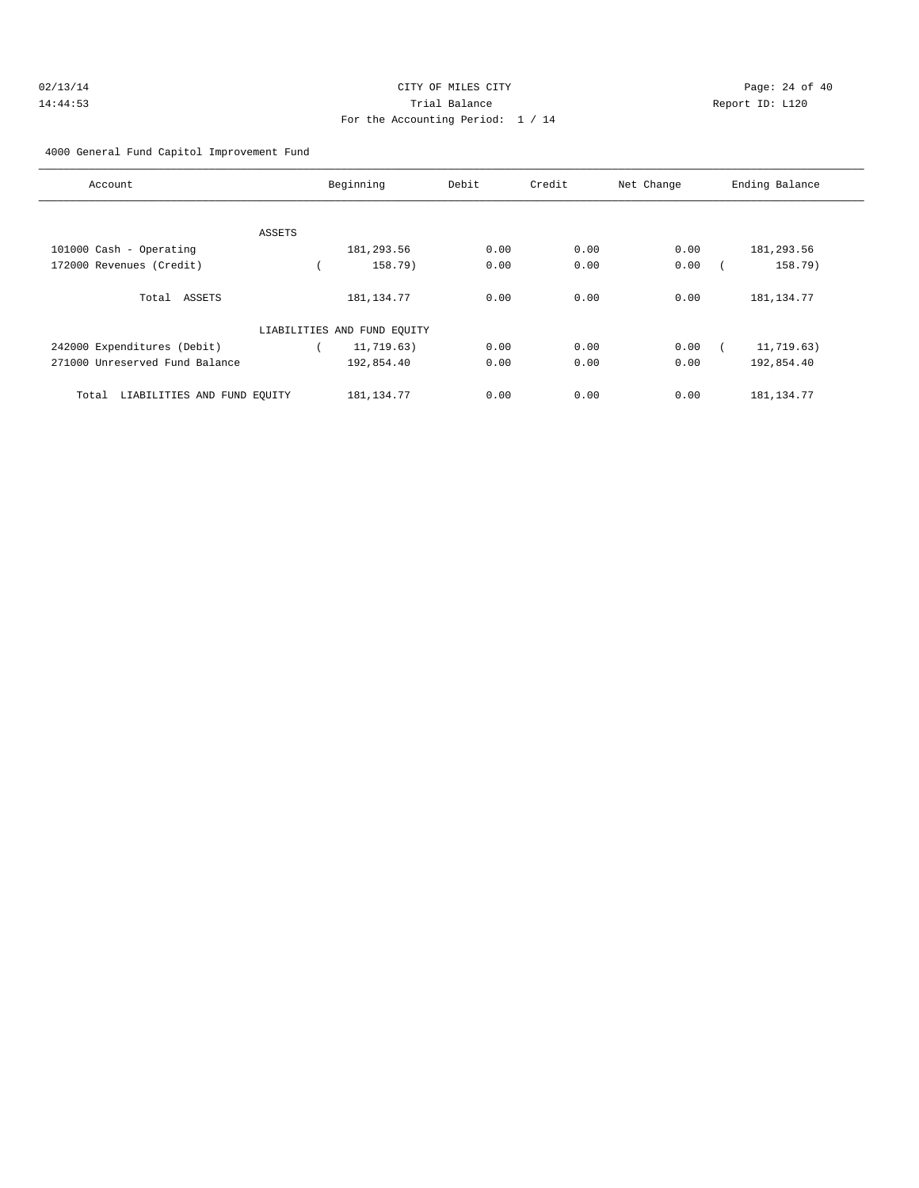CITY OF MILES CITY

Trial Balance

For the Accounting Period: 1 / 14

02/13/14 14:44:53 — Report ID: L120

4000 General Fund Capitol Improvement Fund

| Account | Beginning | Debit | Credit | Net Change | Ending Balance |
|---|---|---|---|---|---|
| ASSETS | | | | | |
| 101000 Cash - Operating | 181,293.56 | 0.00 | 0.00 | 0.00 | 181,293.56 |
| 172000 Revenues (Credit) | ( 158.79) | 0.00 | 0.00 | 0.00 | ( 158.79) |
| Total ASSETS | 181,134.77 | 0.00 | 0.00 | 0.00 | 181,134.77 |
| LIABILITIES AND FUND EQUITY | | | | | |
| 242000 Expenditures (Debit) | ( 11,719.63) | 0.00 | 0.00 | 0.00 | ( 11,719.63) |
| 271000 Unreserved Fund Balance | 192,854.40 | 0.00 | 0.00 | 0.00 | 192,854.40 |
| Total LIABILITIES AND FUND EQUITY | 181,134.77 | 0.00 | 0.00 | 0.00 | 181,134.77 |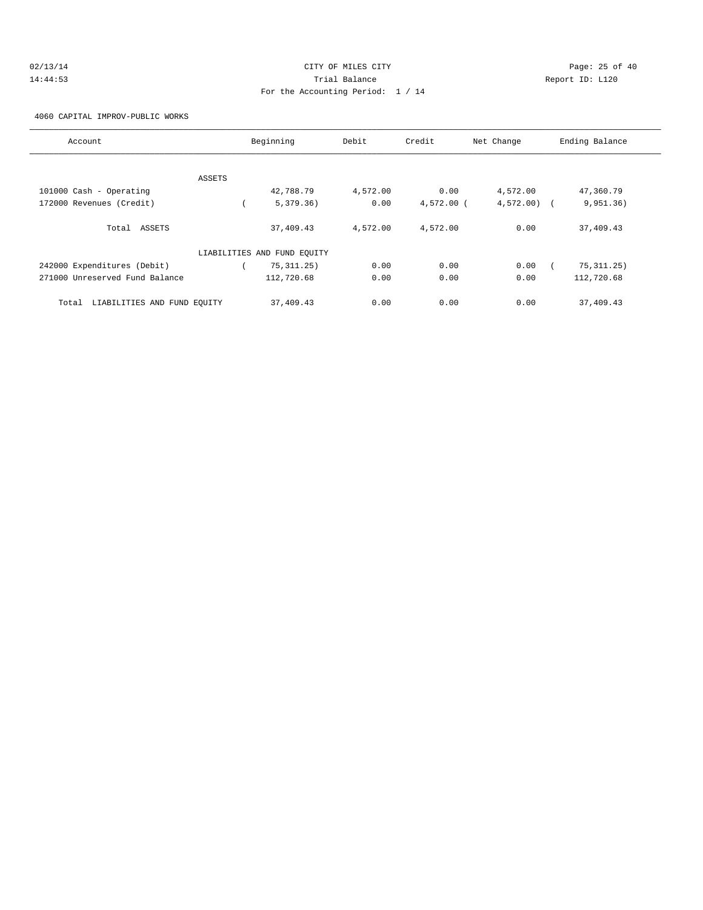CITY OF MILES CITY

Trial Balance

For the Accounting Period: 1 / 14

02/13/14 14:44:53 Report ID: L120

4060 CAPITAL IMPROV-PUBLIC WORKS

| Account | Beginning | Debit | Credit | Net Change | Ending Balance |
|---|---|---|---|---|---|
| ASSETS | | | | | |
| 101000 Cash - Operating | 42,788.79 | 4,572.00 | 0.00 | 4,572.00 | 47,360.79 |
| 172000 Revenues (Credit) | ( 5,379.36) | 0.00 | 4,572.00 | ( 4,572.00) | ( 9,951.36) |
| Total ASSETS | 37,409.43 | 4,572.00 | 4,572.00 | 0.00 | 37,409.43 |
| LIABILITIES AND FUND EQUITY | | | | | |
| 242000 Expenditures (Debit) | ( 75,311.25) | 0.00 | 0.00 | 0.00 | ( 75,311.25) |
| 271000 Unreserved Fund Balance | 112,720.68 | 0.00 | 0.00 | 0.00 | 112,720.68 |
| Total LIABILITIES AND FUND EQUITY | 37,409.43 | 0.00 | 0.00 | 0.00 | 37,409.43 |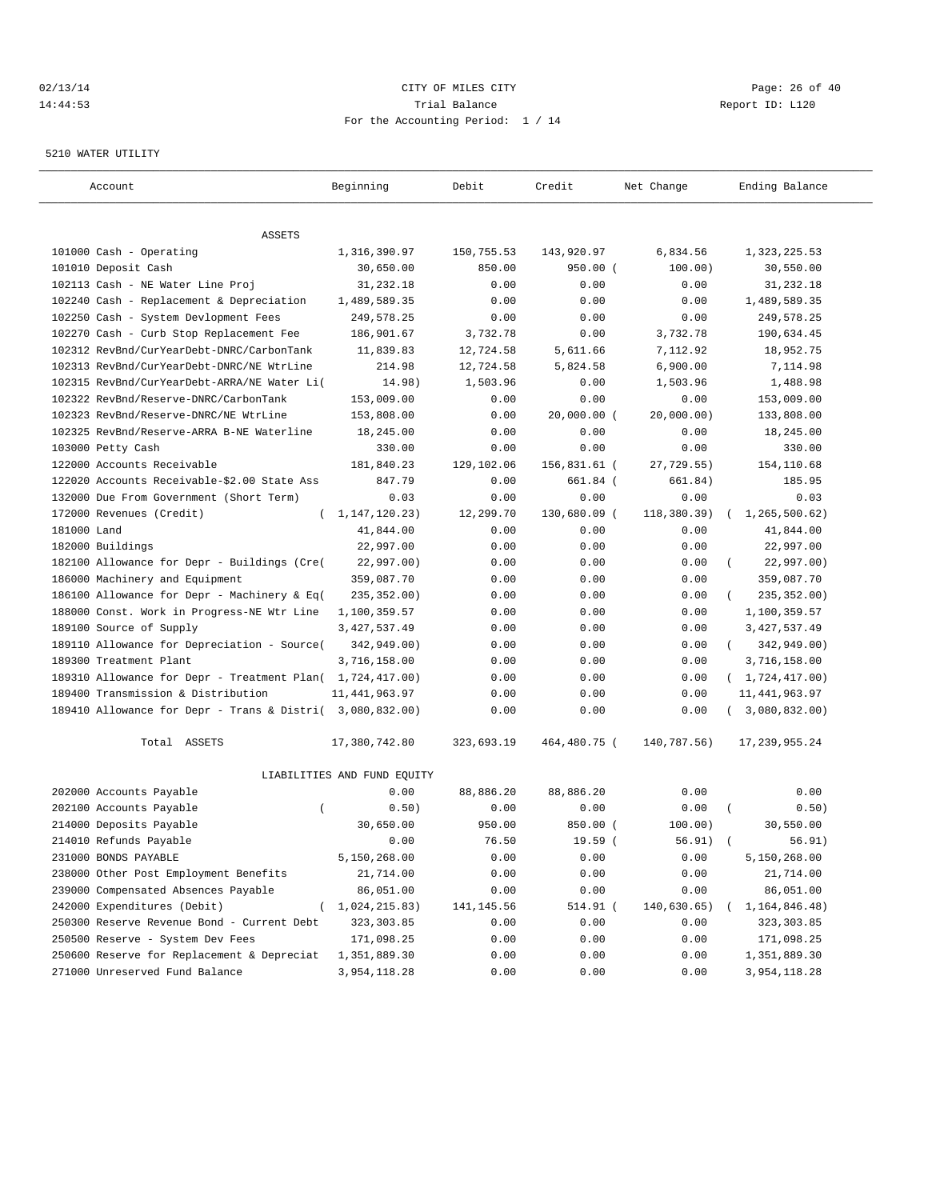CITY OF MILES CITY
Trial Balance
For the Accounting Period: 1 / 14

02/13/14
14:44:53

Report ID: L120

5210 WATER UTILITY

| Account | Beginning | Debit | Credit | Net Change | Ending Balance |
|---|---|---|---|---|---|
| **ASSETS** | | | | | |
| 101000 Cash - Operating | 1,316,390.97 | 150,755.53 | 143,920.97 | 6,834.56 | 1,323,225.53 |
| 101010 Deposit Cash | 30,650.00 | 850.00 | 950.00 | ( 100.00) | 30,550.00 |
| 102113 Cash - NE Water Line Proj | 31,232.18 | 0.00 | 0.00 | 0.00 | 31,232.18 |
| 102240 Cash - Replacement & Depreciation | 1,489,589.35 | 0.00 | 0.00 | 0.00 | 1,489,589.35 |
| 102250 Cash - System Devlopment Fees | 249,578.25 | 0.00 | 0.00 | 0.00 | 249,578.25 |
| 102270 Cash - Curb Stop Replacement Fee | 186,901.67 | 3,732.78 | 0.00 | 3,732.78 | 190,634.45 |
| 102312 RevBnd/CurYearDebt-DNRC/CarbonTank | 11,839.83 | 12,724.58 | 5,611.66 | 7,112.92 | 18,952.75 |
| 102313 RevBnd/CurYearDebt-DNRC/NE WtrLine | 214.98 | 12,724.58 | 5,824.58 | 6,900.00 | 7,114.98 |
| 102315 RevBnd/CurYearDebt-ARRA/NE Water Li | ( 14.98) | 1,503.96 | 0.00 | 1,503.96 | 1,488.98 |
| 102322 RevBnd/Reserve-DNRC/CarbonTank | 153,009.00 | 0.00 | 0.00 | 0.00 | 153,009.00 |
| 102323 RevBnd/Reserve-DNRC/NE WtrLine | 153,808.00 | 0.00 | 20,000.00 | ( 20,000.00) | 133,808.00 |
| 102325 RevBnd/Reserve-ARRA B-NE Waterline | 18,245.00 | 0.00 | 0.00 | 0.00 | 18,245.00 |
| 103000 Petty Cash | 330.00 | 0.00 | 0.00 | 0.00 | 330.00 |
| 122000 Accounts Receivable | 181,840.23 | 129,102.06 | 156,831.61 | ( 27,729.55) | 154,110.68 |
| 122020 Accounts Receivable-$2.00 State Ass | 847.79 | 0.00 | 661.84 | ( 661.84) | 185.95 |
| 132000 Due From Government (Short Term) | 0.03 | 0.00 | 0.00 | 0.00 | 0.03 |
| 172000 Revenues (Credit) | ( 1,147,120.23) | 12,299.70 | 130,680.09 | ( 118,380.39) | ( 1,265,500.62) |
| 181000 Land | 41,844.00 | 0.00 | 0.00 | 0.00 | 41,844.00 |
| 182000 Buildings | 22,997.00 | 0.00 | 0.00 | 0.00 | 22,997.00 |
| 182100 Allowance for Depr - Buildings (Cre | ( 22,997.00) | 0.00 | 0.00 | 0.00 | ( 22,997.00) |
| 186000 Machinery and Equipment | 359,087.70 | 0.00 | 0.00 | 0.00 | 359,087.70 |
| 186100 Allowance for Depr - Machinery & Eq | ( 235,352.00) | 0.00 | 0.00 | 0.00 | ( 235,352.00) |
| 188000 Const. Work in Progress-NE Wtr Line | 1,100,359.57 | 0.00 | 0.00 | 0.00 | 1,100,359.57 |
| 189100 Source of Supply | 3,427,537.49 | 0.00 | 0.00 | 0.00 | 3,427,537.49 |
| 189110 Allowance for Depreciation - Source | ( 342,949.00) | 0.00 | 0.00 | 0.00 | ( 342,949.00) |
| 189300 Treatment Plant | 3,716,158.00 | 0.00 | 0.00 | 0.00 | 3,716,158.00 |
| 189310 Allowance for Depr - Treatment Plan | ( 1,724,417.00) | 0.00 | 0.00 | 0.00 | ( 1,724,417.00) |
| 189400 Transmission & Distribution | 11,441,963.97 | 0.00 | 0.00 | 0.00 | 11,441,963.97 |
| 189410 Allowance for Depr - Trans & Distri | ( 3,080,832.00) | 0.00 | 0.00 | 0.00 | ( 3,080,832.00) |
| Total ASSETS | 17,380,742.80 | 323,693.19 | 464,480.75 | ( 140,787.56) | 17,239,955.24 |
| **LIABILITIES AND FUND EQUITY** | | | | | |
| 202000 Accounts Payable | 0.00 | 88,886.20 | 88,886.20 | 0.00 | 0.00 |
| 202100 Accounts Payable | ( 0.50) | 0.00 | 0.00 | 0.00 | ( 0.50) |
| 214000 Deposits Payable | 30,650.00 | 950.00 | 850.00 | ( 100.00) | 30,550.00 |
| 214010 Refunds Payable | 0.00 | 76.50 | 19.59 | ( 56.91) | ( 56.91) |
| 231000 BONDS PAYABLE | 5,150,268.00 | 0.00 | 0.00 | 0.00 | 5,150,268.00 |
| 238000 Other Post Employment Benefits | 21,714.00 | 0.00 | 0.00 | 0.00 | 21,714.00 |
| 239000 Compensated Absences Payable | 86,051.00 | 0.00 | 0.00 | 0.00 | 86,051.00 |
| 242000 Expenditures (Debit) | ( 1,024,215.83) | 141,145.56 | 514.91 | ( 140,630.65) | ( 1,164,846.48) |
| 250300 Reserve Revenue Bond - Current Debt | 323,303.85 | 0.00 | 0.00 | 0.00 | 323,303.85 |
| 250500 Reserve - System Dev Fees | 171,098.25 | 0.00 | 0.00 | 0.00 | 171,098.25 |
| 250600 Reserve for Replacement & Depreciat | 1,351,889.30 | 0.00 | 0.00 | 0.00 | 1,351,889.30 |
| 271000 Unreserved Fund Balance | 3,954,118.28 | 0.00 | 0.00 | 0.00 | 3,954,118.28 |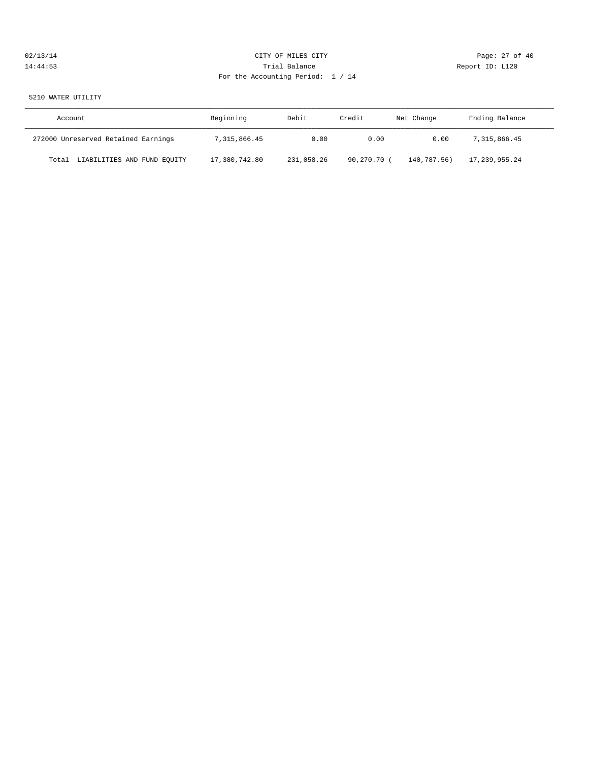CITY OF MILES CITY
Trial Balance
For the Accounting Period: 1 / 14

02/13/14
14:44:53

Report ID: L120

5210 WATER UTILITY

| Account | Beginning | Debit | Credit | Net Change | Ending Balance |
|---|---|---|---|---|---|
| 272000 Unreserved Retained Earnings | 7,315,866.45 | 0.00 | 0.00 | 0.00 | 7,315,866.45 |
| Total LIABILITIES AND FUND EQUITY | 17,380,742.80 | 231,058.26 | 90,270.70 | ( 140,787.56) | 17,239,955.24 |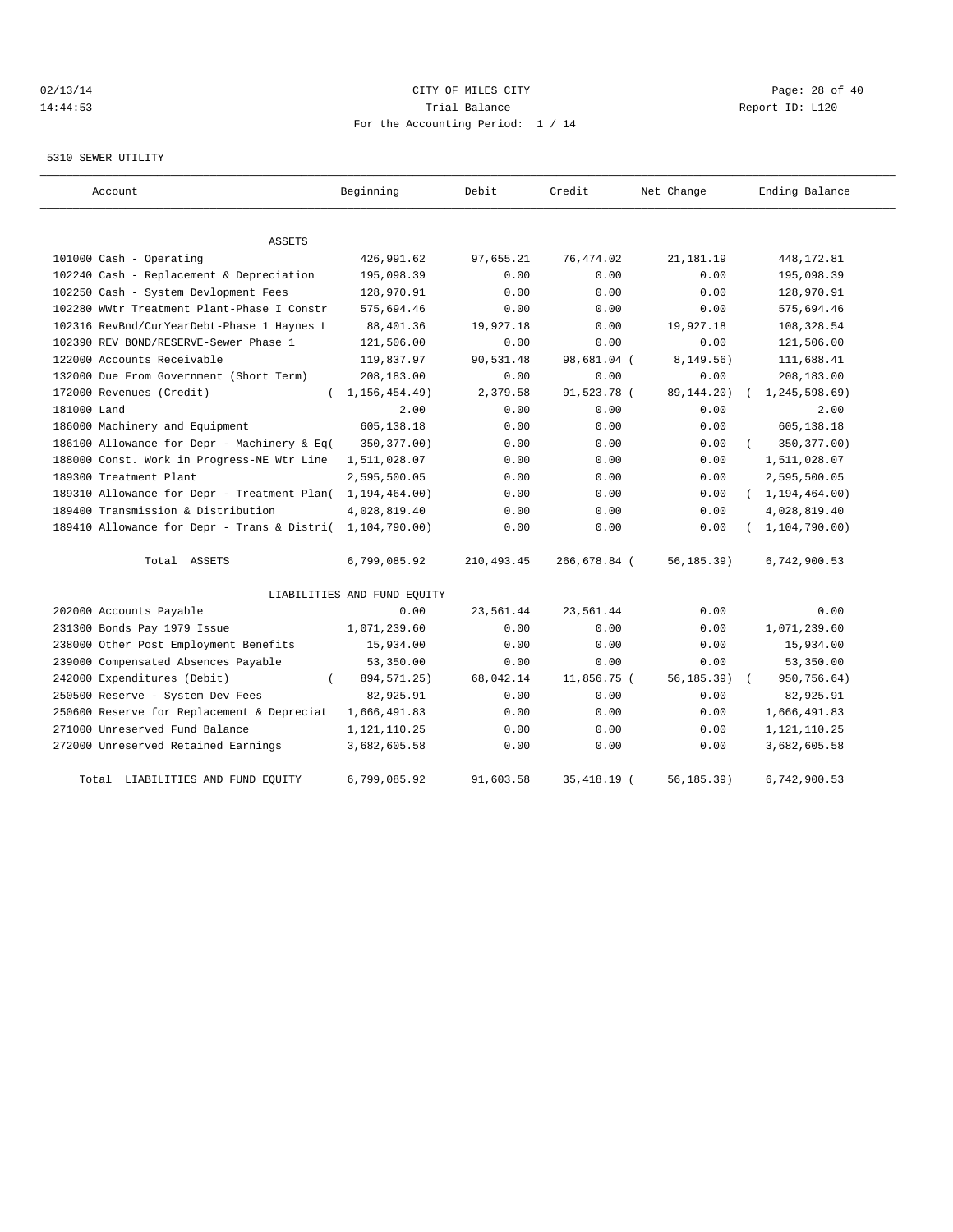CITY OF MILES CITY
Trial Balance
For the Accounting Period: 1 / 14

02/13/14
14:44:53

Report ID: L120

5310 SEWER UTILITY

| Account | Beginning | Debit | Credit | Net Change | Ending Balance |
|---|---|---|---|---|---|
| ASSETS | | | | | |
| 101000 Cash - Operating | 426,991.62 | 97,655.21 | 76,474.02 | 21,181.19 | 448,172.81 |
| 102240 Cash - Replacement & Depreciation | 195,098.39 | 0.00 | 0.00 | 0.00 | 195,098.39 |
| 102250 Cash - System Devlopment Fees | 128,970.91 | 0.00 | 0.00 | 0.00 | 128,970.91 |
| 102280 WWtr Treatment Plant-Phase I Constr | 575,694.46 | 0.00 | 0.00 | 0.00 | 575,694.46 |
| 102316 RevBnd/CurYearDebt-Phase 1 Haynes L | 88,401.36 | 19,927.18 | 0.00 | 19,927.18 | 108,328.54 |
| 102390 REV BOND/RESERVE-Sewer Phase 1 | 121,506.00 | 0.00 | 0.00 | 0.00 | 121,506.00 |
| 122000 Accounts Receivable | 119,837.97 | 90,531.48 | 98,681.04 | (8,149.56) | 111,688.41 |
| 132000 Due From Government (Short Term) | 208,183.00 | 0.00 | 0.00 | 0.00 | 208,183.00 |
| 172000 Revenues (Credit) | (1,156,454.49) | 2,379.58 | 91,523.78 | (89,144.20) | (1,245,598.69) |
| 181000 Land | 2.00 | 0.00 | 0.00 | 0.00 | 2.00 |
| 186000 Machinery and Equipment | 605,138.18 | 0.00 | 0.00 | 0.00 | 605,138.18 |
| 186100 Allowance for Depr - Machinery & Eq | (350,377.00) | 0.00 | 0.00 | 0.00 | (350,377.00) |
| 188000 Const. Work in Progress-NE Wtr Line | 1,511,028.07 | 0.00 | 0.00 | 0.00 | 1,511,028.07 |
| 189300 Treatment Plant | 2,595,500.05 | 0.00 | 0.00 | 0.00 | 2,595,500.05 |
| 189310 Allowance for Depr - Treatment Plan | (1,194,464.00) | 0.00 | 0.00 | 0.00 | (1,194,464.00) |
| 189400 Transmission & Distribution | 4,028,819.40 | 0.00 | 0.00 | 0.00 | 4,028,819.40 |
| 189410 Allowance for Depr - Trans & Distri | (1,104,790.00) | 0.00 | 0.00 | 0.00 | (1,104,790.00) |
| Total ASSETS | 6,799,085.92 | 210,493.45 | 266,678.84 | (56,185.39) | 6,742,900.53 |
| LIABILITIES AND FUND EQUITY | | | | | |
| 202000 Accounts Payable | 0.00 | 23,561.44 | 23,561.44 | 0.00 | 0.00 |
| 231300 Bonds Pay 1979 Issue | 1,071,239.60 | 0.00 | 0.00 | 0.00 | 1,071,239.60 |
| 238000 Other Post Employment Benefits | 15,934.00 | 0.00 | 0.00 | 0.00 | 15,934.00 |
| 239000 Compensated Absences Payable | 53,350.00 | 0.00 | 0.00 | 0.00 | 53,350.00 |
| 242000 Expenditures (Debit) | (894,571.25) | 68,042.14 | 11,856.75 | (56,185.39) | (950,756.64) |
| 250500 Reserve - System Dev Fees | 82,925.91 | 0.00 | 0.00 | 0.00 | 82,925.91 |
| 250600 Reserve for Replacement & Depreciat | 1,666,491.83 | 0.00 | 0.00 | 0.00 | 1,666,491.83 |
| 271000 Unreserved Fund Balance | 1,121,110.25 | 0.00 | 0.00 | 0.00 | 1,121,110.25 |
| 272000 Unreserved Retained Earnings | 3,682,605.58 | 0.00 | 0.00 | 0.00 | 3,682,605.58 |
| Total LIABILITIES AND FUND EQUITY | 6,799,085.92 | 91,603.58 | 35,418.19 | (56,185.39) | 6,742,900.53 |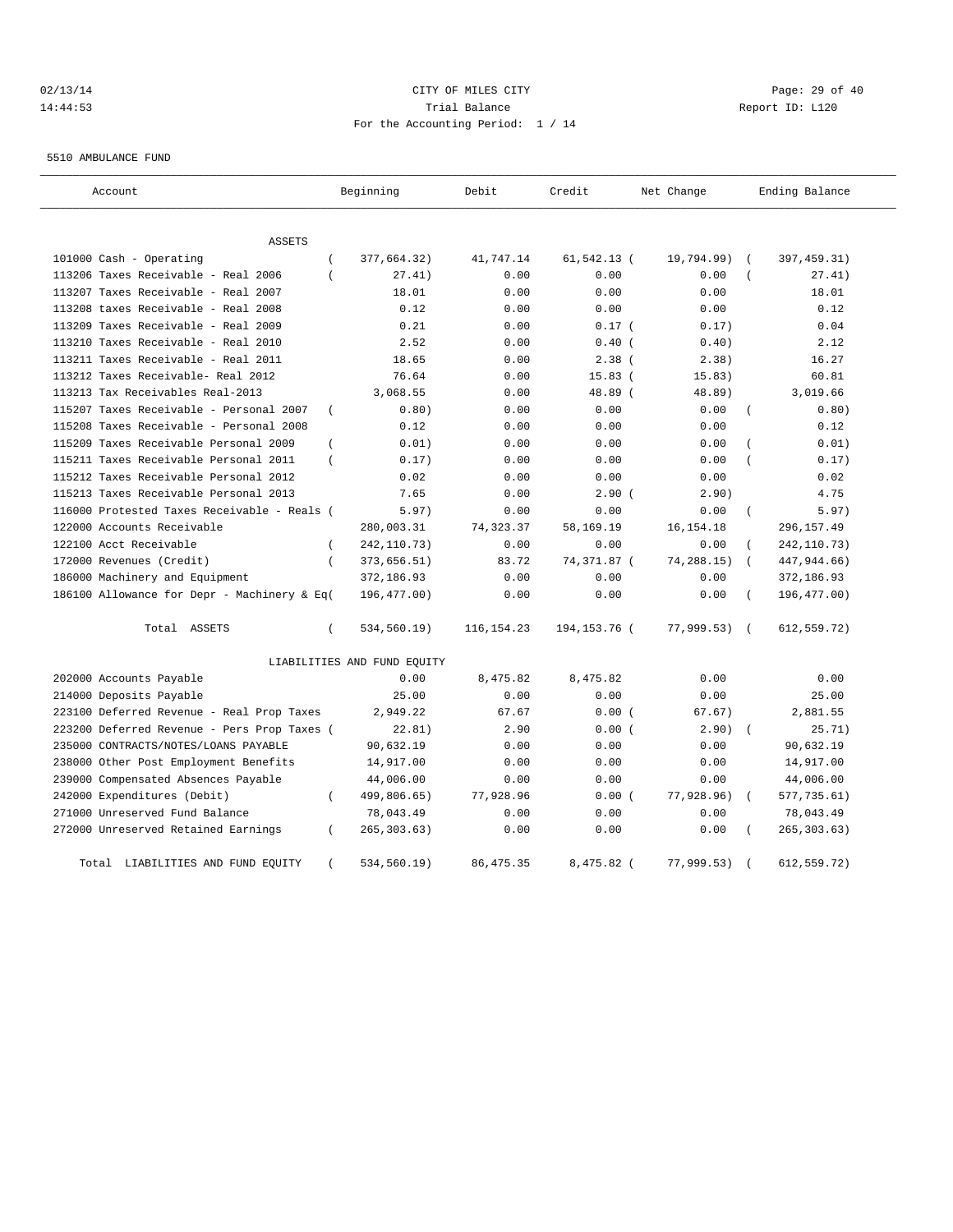CITY OF MILES CITY

Trial Balance

For the Accounting Period: 1 / 14

02/13/14 14:44:53 Report ID: L120

5510 AMBULANCE FUND

| Account | Beginning | Debit | Credit | Net Change | Ending Balance |
|---|---|---|---|---|---|
| ASSETS | | | | | |
| 101000 Cash - Operating | ( 377,664.32) | 41,747.14 | 61,542.13 | ( 19,794.99) | ( 397,459.31) |
| 113206 Taxes Receivable - Real 2006 | ( 27.41) | 0.00 | 0.00 | 0.00 | ( 27.41) |
| 113207 Taxes Receivable - Real 2007 | 18.01 | 0.00 | 0.00 | 0.00 | 18.01 |
| 113208 taxes Receivable - Real 2008 | 0.12 | 0.00 | 0.00 | 0.00 | 0.12 |
| 113209 Taxes Receivable - Real 2009 | 0.21 | 0.00 | 0.17 | ( 0.17) | 0.04 |
| 113210 Taxes Receivable - Real 2010 | 2.52 | 0.00 | 0.40 | ( 0.40) | 2.12 |
| 113211 Taxes Receivable - Real 2011 | 18.65 | 0.00 | 2.38 | ( 2.38) | 16.27 |
| 113212 Taxes Receivable- Real 2012 | 76.64 | 0.00 | 15.83 | ( 15.83) | 60.81 |
| 113213 Tax Receivables Real-2013 | 3,068.55 | 0.00 | 48.89 | ( 48.89) | 3,019.66 |
| 115207 Taxes Receivable - Personal 2007 | ( 0.80) | 0.00 | 0.00 | 0.00 | ( 0.80) |
| 115208 Taxes Receivable - Personal 2008 | 0.12 | 0.00 | 0.00 | 0.00 | 0.12 |
| 115209 Taxes Receivable Personal 2009 | ( 0.01) | 0.00 | 0.00 | 0.00 | ( 0.01) |
| 115211 Taxes Receivable Personal 2011 | ( 0.17) | 0.00 | 0.00 | 0.00 | ( 0.17) |
| 115212 Taxes Receivable Personal 2012 | 0.02 | 0.00 | 0.00 | 0.00 | 0.02 |
| 115213 Taxes Receivable Personal 2013 | 7.65 | 0.00 | 2.90 | ( 2.90) | 4.75 |
| 116000 Protested Taxes Receivable - Reals | ( 5.97) | 0.00 | 0.00 | 0.00 | ( 5.97) |
| 122000 Accounts Receivable | 280,003.31 | 74,323.37 | 58,169.19 | 16,154.18 | 296,157.49 |
| 122100 Acct Receivable | ( 242,110.73) | 0.00 | 0.00 | 0.00 | ( 242,110.73) |
| 172000 Revenues (Credit) | ( 373,656.51) | 83.72 | 74,371.87 | ( 74,288.15) | ( 447,944.66) |
| 186000 Machinery and Equipment | 372,186.93 | 0.00 | 0.00 | 0.00 | 372,186.93 |
| 186100 Allowance for Depr - Machinery & Eq | ( 196,477.00) | 0.00 | 0.00 | 0.00 | ( 196,477.00) |
| Total ASSETS | ( 534,560.19) | 116,154.23 | 194,153.76 | ( 77,999.53) | ( 612,559.72) |
| LIABILITIES AND FUND EQUITY | | | | | |
| 202000 Accounts Payable | 0.00 | 8,475.82 | 8,475.82 | 0.00 | 0.00 |
| 214000 Deposits Payable | 25.00 | 0.00 | 0.00 | 0.00 | 25.00 |
| 223100 Deferred Revenue - Real Prop Taxes | 2,949.22 | 67.67 | 0.00 | ( 67.67) | 2,881.55 |
| 223200 Deferred Revenue - Pers Prop Taxes | ( 22.81) | 2.90 | 0.00 | ( 2.90) | ( 25.71) |
| 235000 CONTRACTS/NOTES/LOANS PAYABLE | 90,632.19 | 0.00 | 0.00 | 0.00 | 90,632.19 |
| 238000 Other Post Employment Benefits | 14,917.00 | 0.00 | 0.00 | 0.00 | 14,917.00 |
| 239000 Compensated Absences Payable | 44,006.00 | 0.00 | 0.00 | 0.00 | 44,006.00 |
| 242000 Expenditures (Debit) | ( 499,806.65) | 77,928.96 | 0.00 | ( 77,928.96) | ( 577,735.61) |
| 271000 Unreserved Fund Balance | 78,043.49 | 0.00 | 0.00 | 0.00 | 78,043.49 |
| 272000 Unreserved Retained Earnings | ( 265,303.63) | 0.00 | 0.00 | 0.00 | ( 265,303.63) |
| Total LIABILITIES AND FUND EQUITY | ( 534,560.19) | 86,475.35 | 8,475.82 | ( 77,999.53) | ( 612,559.72) |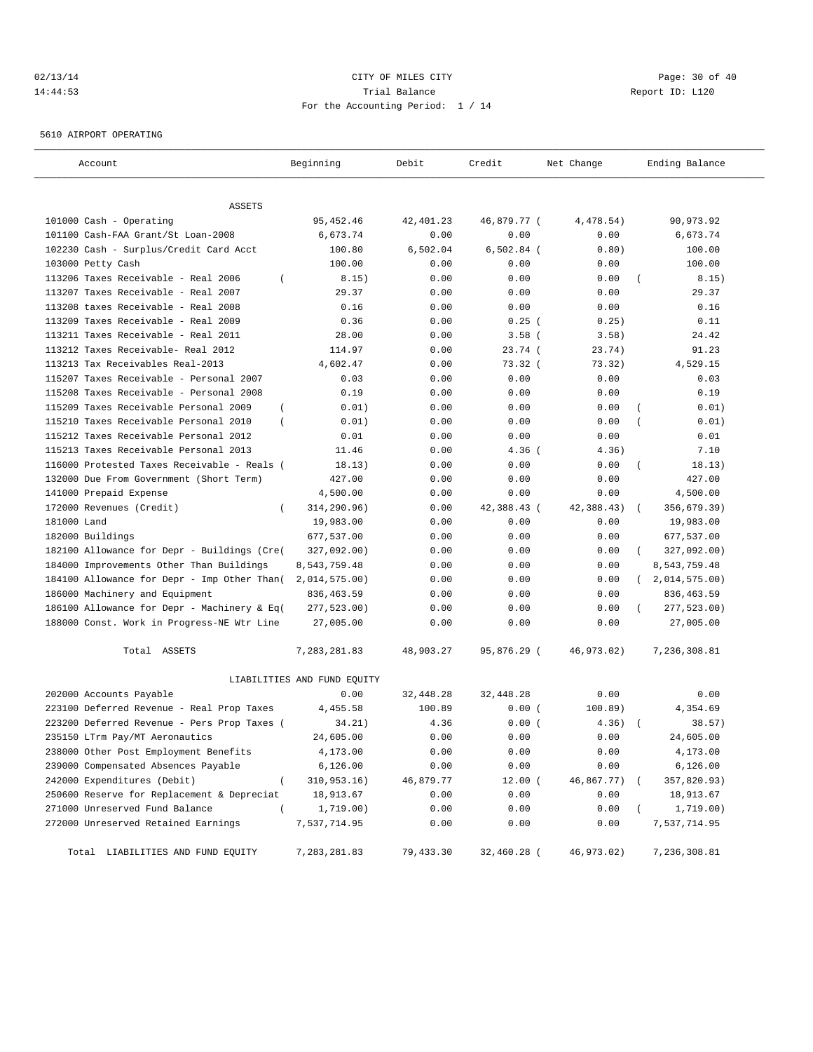02/13/14 CITY OF MILES CITY
14:44:53 Trial Balance Report ID: L120
For the Accounting Period: 1 / 14

5610 AIRPORT OPERATING

| Account | Beginning | Debit | Credit | Net Change | Ending Balance |
|---|---|---|---|---|---|
| ASSETS | | | | | |
| 101000 Cash - Operating | 95,452.46 | 42,401.23 | 46,879.77 | ( 4,478.54) | 90,973.92 |
| 101100 Cash-FAA Grant/St Loan-2008 | 6,673.74 | 0.00 | 0.00 | 0.00 | 6,673.74 |
| 102230 Cash - Surplus/Credit Card Acct | 100.80 | 6,502.04 | 6,502.84 | ( 0.80) | 100.00 |
| 103000 Petty Cash | 100.00 | 0.00 | 0.00 | 0.00 | 100.00 |
| 113206 Taxes Receivable - Real 2006 | ( 8.15) | 0.00 | 0.00 | 0.00 | ( 8.15) |
| 113207 Taxes Receivable - Real 2007 | 29.37 | 0.00 | 0.00 | 0.00 | 29.37 |
| 113208 taxes Receivable - Real 2008 | 0.16 | 0.00 | 0.00 | 0.00 | 0.16 |
| 113209 Taxes Receivable - Real 2009 | 0.36 | 0.00 | 0.25 | ( 0.25) | 0.11 |
| 113211 Taxes Receivable - Real 2011 | 28.00 | 0.00 | 3.58 | ( 3.58) | 24.42 |
| 113212 Taxes Receivable- Real 2012 | 114.97 | 0.00 | 23.74 | ( 23.74) | 91.23 |
| 113213 Tax Receivables Real-2013 | 4,602.47 | 0.00 | 73.32 | ( 73.32) | 4,529.15 |
| 115207 Taxes Receivable - Personal 2007 | 0.03 | 0.00 | 0.00 | 0.00 | 0.03 |
| 115208 Taxes Receivable - Personal 2008 | 0.19 | 0.00 | 0.00 | 0.00 | 0.19 |
| 115209 Taxes Receivable Personal 2009 | ( 0.01) | 0.00 | 0.00 | 0.00 | ( 0.01) |
| 115210 Taxes Receivable Personal 2010 | ( 0.01) | 0.00 | 0.00 | 0.00 | ( 0.01) |
| 115212 Taxes Receivable Personal 2012 | 0.01 | 0.00 | 0.00 | 0.00 | 0.01 |
| 115213 Taxes Receivable Personal 2013 | 11.46 | 0.00 | 4.36 | ( 4.36) | 7.10 |
| 116000 Protested Taxes Receivable - Reals | ( 18.13) | 0.00 | 0.00 | 0.00 | ( 18.13) |
| 132000 Due From Government (Short Term) | 427.00 | 0.00 | 0.00 | 0.00 | 427.00 |
| 141000 Prepaid Expense | 4,500.00 | 0.00 | 0.00 | 0.00 | 4,500.00 |
| 172000 Revenues (Credit) | ( 314,290.96) | 0.00 | 42,388.43 | ( 42,388.43) | ( 356,679.39) |
| 181000 Land | 19,983.00 | 0.00 | 0.00 | 0.00 | 19,983.00 |
| 182000 Buildings | 677,537.00 | 0.00 | 0.00 | 0.00 | 677,537.00 |
| 182100 Allowance for Depr - Buildings (Cre | ( 327,092.00) | 0.00 | 0.00 | 0.00 | ( 327,092.00) |
| 184000 Improvements Other Than Buildings | 8,543,759.48 | 0.00 | 0.00 | 0.00 | 8,543,759.48 |
| 184100 Allowance for Depr - Imp Other Than | ( 2,014,575.00) | 0.00 | 0.00 | 0.00 | ( 2,014,575.00) |
| 186000 Machinery and Equipment | 836,463.59 | 0.00 | 0.00 | 0.00 | 836,463.59 |
| 186100 Allowance for Depr - Machinery & Eq | ( 277,523.00) | 0.00 | 0.00 | 0.00 | ( 277,523.00) |
| 188000 Const. Work in Progress-NE Wtr Line | 27,005.00 | 0.00 | 0.00 | 0.00 | 27,005.00 |
| Total ASSETS | 7,283,281.83 | 48,903.27 | 95,876.29 | ( 46,973.02) | 7,236,308.81 |
| LIABILITIES AND FUND EQUITY | | | | | |
| 202000 Accounts Payable | 0.00 | 32,448.28 | 32,448.28 | 0.00 | 0.00 |
| 223100 Deferred Revenue - Real Prop Taxes | 4,455.58 | 100.89 | 0.00 | ( 100.89) | 4,354.69 |
| 223200 Deferred Revenue - Pers Prop Taxes | ( 34.21) | 4.36 | 0.00 | ( 4.36) | ( 38.57) |
| 235150 LTrm Pay/MT Aeronautics | 24,605.00 | 0.00 | 0.00 | 0.00 | 24,605.00 |
| 238000 Other Post Employment Benefits | 4,173.00 | 0.00 | 0.00 | 0.00 | 4,173.00 |
| 239000 Compensated Absences Payable | 6,126.00 | 0.00 | 0.00 | 0.00 | 6,126.00 |
| 242000 Expenditures (Debit) | ( 310,953.16) | 46,879.77 | 12.00 | ( 46,867.77) | ( 357,820.93) |
| 250600 Reserve for Replacement & Depreciat | 18,913.67 | 0.00 | 0.00 | 0.00 | 18,913.67 |
| 271000 Unreserved Fund Balance | ( 1,719.00) | 0.00 | 0.00 | 0.00 | ( 1,719.00) |
| 272000 Unreserved Retained Earnings | 7,537,714.95 | 0.00 | 0.00 | 0.00 | 7,537,714.95 |
| Total LIABILITIES AND FUND EQUITY | 7,283,281.83 | 79,433.30 | 32,460.28 | ( 46,973.02) | 7,236,308.81 |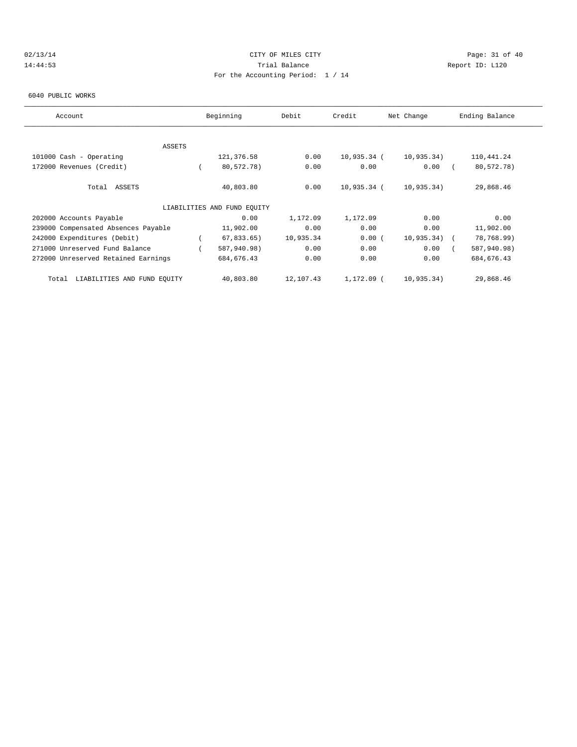CITY OF MILES CITY

Trial Balance

For the Accounting Period: 1 / 14

02/13/14
14:44:53

Report ID: L120

6040 PUBLIC WORKS

| Account | Beginning | Debit | Credit | Net Change | Ending Balance |
|---|---|---|---|---|---|
| ASSETS | | | | | |
| 101000 Cash - Operating | 121,376.58 | 0.00 | 10,935.34 | ( 10,935.34) | 110,441.24 |
| 172000 Revenues (Credit) | ( 80,572.78) | 0.00 | 0.00 | 0.00 | ( 80,572.78) |
| Total ASSETS | 40,803.80 | 0.00 | 10,935.34 | ( 10,935.34) | 29,868.46 |
| LIABILITIES AND FUND EQUITY | | | | | |
| 202000 Accounts Payable | 0.00 | 1,172.09 | 1,172.09 | 0.00 | 0.00 |
| 239000 Compensated Absences Payable | 11,902.00 | 0.00 | 0.00 | 0.00 | 11,902.00 |
| 242000 Expenditures (Debit) | ( 67,833.65) | 10,935.34 | 0.00 | ( 10,935.34) | ( 78,768.99) |
| 271000 Unreserved Fund Balance | ( 587,940.98) | 0.00 | 0.00 | 0.00 | ( 587,940.98) |
| 272000 Unreserved Retained Earnings | 684,676.43 | 0.00 | 0.00 | 0.00 | 684,676.43 |
| Total LIABILITIES AND FUND EQUITY | 40,803.80 | 12,107.43 | 1,172.09 | ( 10,935.34) | 29,868.46 |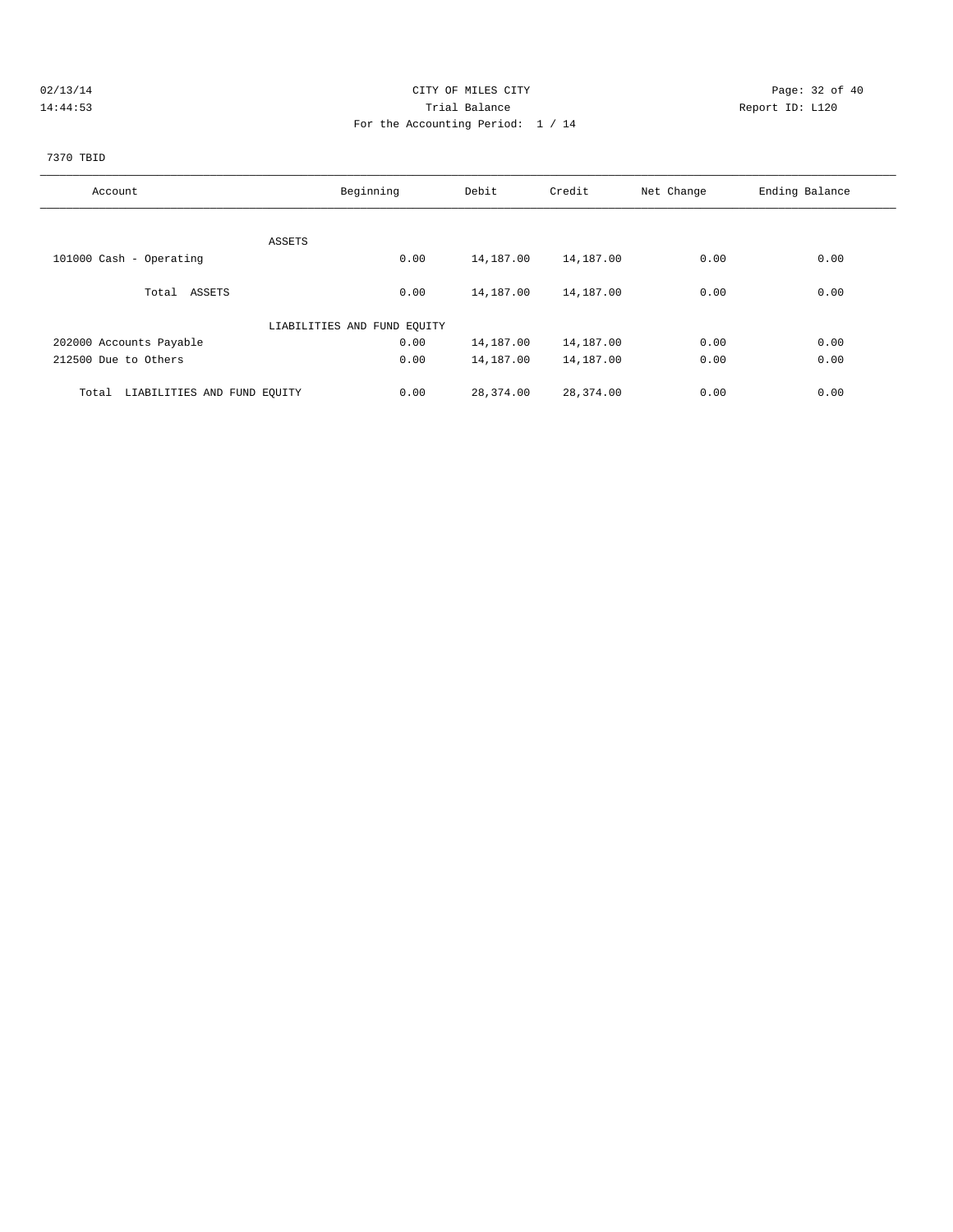02/13/14 CITY OF MILES CITY

14:44:53 Trial Balance Report ID: L120

For the Accounting Period: 1 / 14

7370 TBID

| Account | Beginning | Debit | Credit | Net Change | Ending Balance |
|---|---|---|---|---|---|
| ASSETS | | | | | |
| 101000 Cash - Operating | 0.00 | 14,187.00 | 14,187.00 | 0.00 | 0.00 |
| Total ASSETS | 0.00 | 14,187.00 | 14,187.00 | 0.00 | 0.00 |
| LIABILITIES AND FUND EQUITY | | | | | |
| 202000 Accounts Payable | 0.00 | 14,187.00 | 14,187.00 | 0.00 | 0.00 |
| 212500 Due to Others | 0.00 | 14,187.00 | 14,187.00 | 0.00 | 0.00 |
| Total LIABILITIES AND FUND EQUITY | 0.00 | 28,374.00 | 28,374.00 | 0.00 | 0.00 |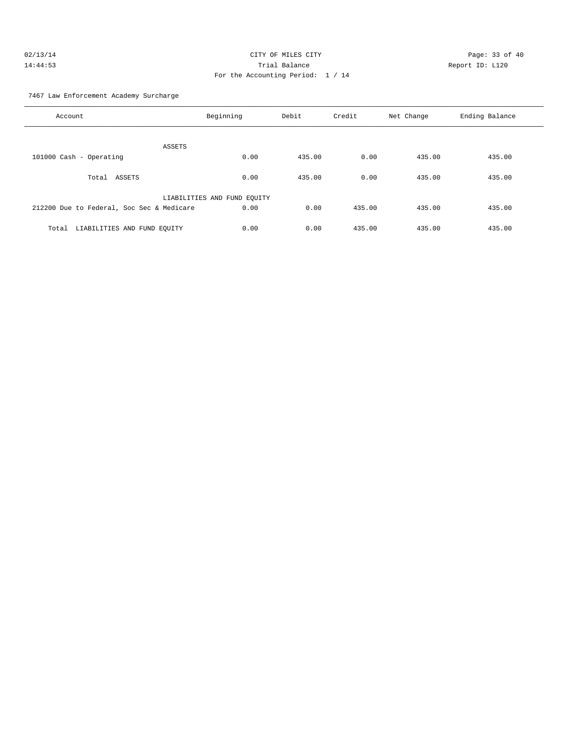CITY OF MILES CITY
Trial Balance
For the Accounting Period: 1 / 14

02/13/14
14:44:53

Report ID: L120

7467 Law Enforcement Academy Surcharge

| Account | Beginning | Debit | Credit | Net Change | Ending Balance |
|---|---|---|---|---|---|
| ASSETS | | | | | |
| 101000 Cash - Operating | 0.00 | 435.00 | 0.00 | 435.00 | 435.00 |
| Total ASSETS | 0.00 | 435.00 | 0.00 | 435.00 | 435.00 |
| LIABILITIES AND FUND EQUITY | | | | | |
| 212200 Due to Federal, Soc Sec & Medicare | 0.00 | 0.00 | 435.00 | 435.00 | 435.00 |
| Total LIABILITIES AND FUND EQUITY | 0.00 | 0.00 | 435.00 | 435.00 | 435.00 |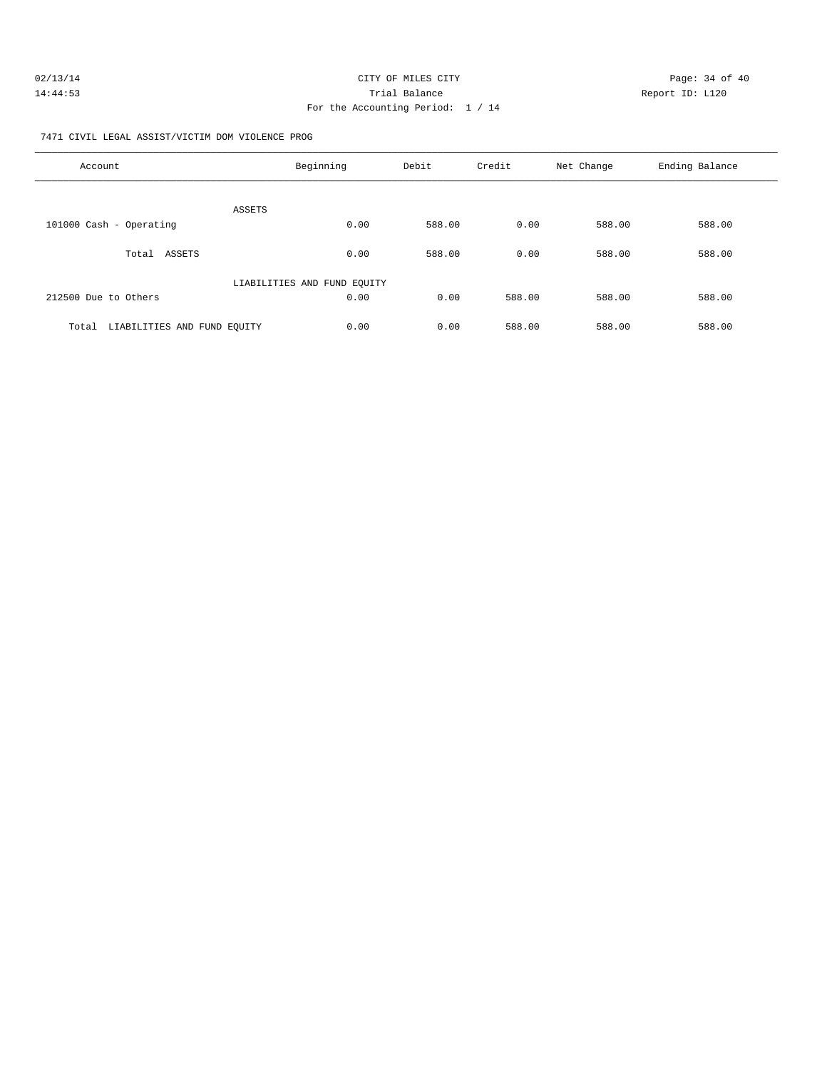CITY OF MILES CITY
Trial Balance
For the Accounting Period: 1 / 14

02/13/14
14:44:53

Report ID: L120

7471 CIVIL LEGAL ASSIST/VICTIM DOM VIOLENCE PROG

| Account | Beginning | Debit | Credit | Net Change | Ending Balance |
|---|---|---|---|---|---|
| ASSETS | | | | | |
| 101000 Cash - Operating | 0.00 | 588.00 | 0.00 | 588.00 | 588.00 |
| Total ASSETS | 0.00 | 588.00 | 0.00 | 588.00 | 588.00 |
| LIABILITIES AND FUND EQUITY | | | | | |
| 212500 Due to Others | 0.00 | 0.00 | 588.00 | 588.00 | 588.00 |
| Total LIABILITIES AND FUND EQUITY | 0.00 | 0.00 | 588.00 | 588.00 | 588.00 |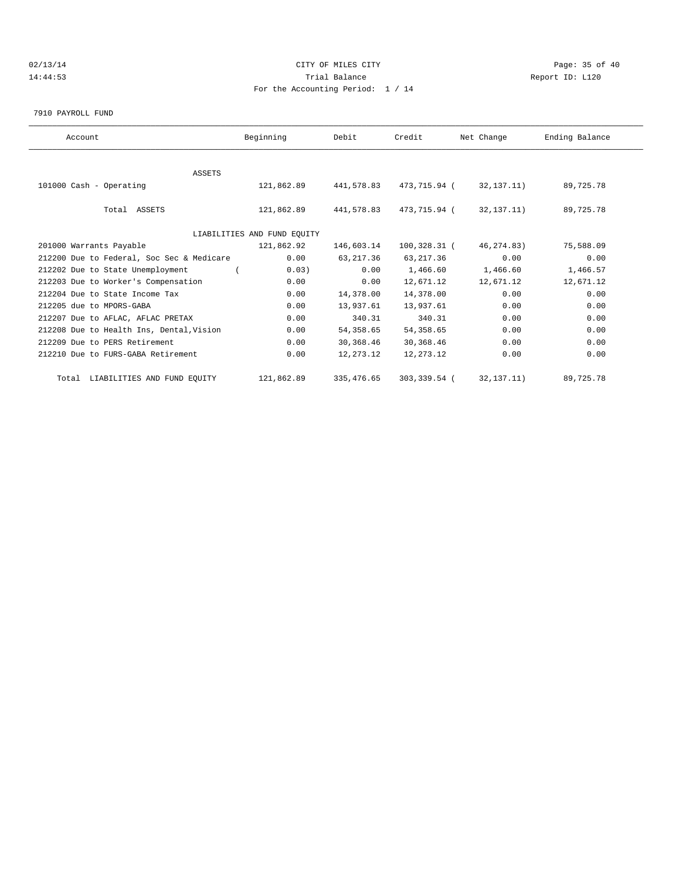CITY OF MILES CITY

Trial Balance

For the Accounting Period: 1 / 14

02/13/14
14:44:53

Report ID: L120

7910 PAYROLL FUND

| Account | Beginning | Debit | Credit | Net Change | Ending Balance |
|---|---|---|---|---|---|
| ASSETS | | | | | |
| 101000 Cash - Operating | 121,862.89 | 441,578.83 | 473,715.94 | ( 32,137.11) | 89,725.78 |
| Total ASSETS | 121,862.89 | 441,578.83 | 473,715.94 | ( 32,137.11) | 89,725.78 |
| LIABILITIES AND FUND EQUITY | | | | | |
| 201000 Warrants Payable | 121,862.92 | 146,603.14 | 100,328.31 | ( 46,274.83) | 75,588.09 |
| 212200 Due to Federal, Soc Sec & Medicare | 0.00 | 63,217.36 | 63,217.36 | 0.00 | 0.00 |
| 212202 Due to State Unemployment | ( 0.03) | 0.00 | 1,466.60 | 1,466.60 | 1,466.57 |
| 212203 Due to Worker's Compensation | 0.00 | 0.00 | 12,671.12 | 12,671.12 | 12,671.12 |
| 212204 Due to State Income Tax | 0.00 | 14,378.00 | 14,378.00 | 0.00 | 0.00 |
| 212205 due to MPORS-GABA | 0.00 | 13,937.61 | 13,937.61 | 0.00 | 0.00 |
| 212207 Due to AFLAC, AFLAC PRETAX | 0.00 | 340.31 | 340.31 | 0.00 | 0.00 |
| 212208 Due to Health Ins, Dental,Vision | 0.00 | 54,358.65 | 54,358.65 | 0.00 | 0.00 |
| 212209 Due to PERS Retirement | 0.00 | 30,368.46 | 30,368.46 | 0.00 | 0.00 |
| 212210 Due to FURS-GABA Retirement | 0.00 | 12,273.12 | 12,273.12 | 0.00 | 0.00 |
| Total LIABILITIES AND FUND EQUITY | 121,862.89 | 335,476.65 | 303,339.54 | ( 32,137.11) | 89,725.78 |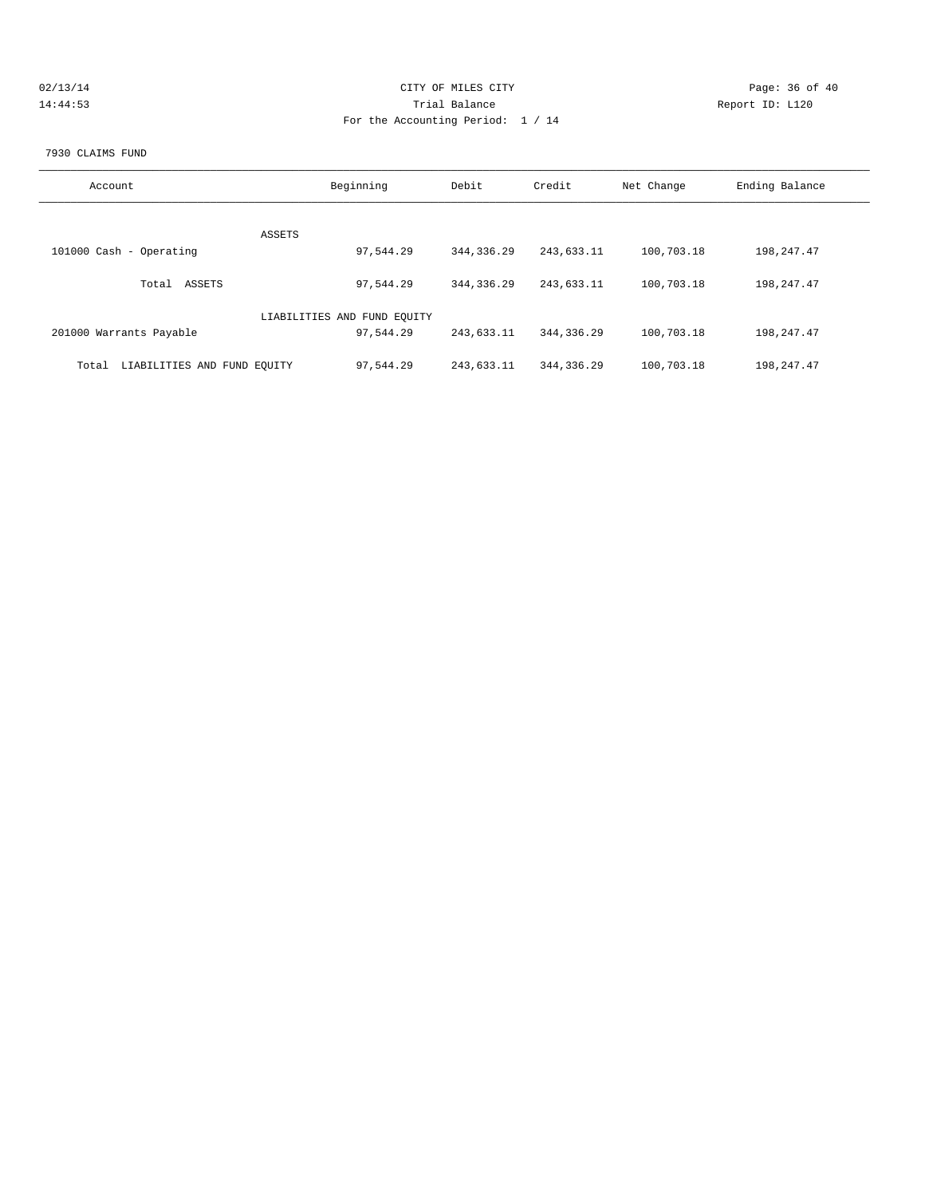CITY OF MILES CITY

Trial Balance

For the Accounting Period: 1 / 14

7930 CLAIMS FUND

| Account | Beginning | Debit | Credit | Net Change | Ending Balance |
|---|---|---|---|---|---|
| ASSETS | | | | | |
| 101000 Cash - Operating | 97,544.29 | 344,336.29 | 243,633.11 | 100,703.18 | 198,247.47 |
| Total ASSETS | 97,544.29 | 344,336.29 | 243,633.11 | 100,703.18 | 198,247.47 |
| LIABILITIES AND FUND EQUITY | | | | | |
| 201000 Warrants Payable | 97,544.29 | 243,633.11 | 344,336.29 | 100,703.18 | 198,247.47 |
| Total LIABILITIES AND FUND EQUITY | 97,544.29 | 243,633.11 | 344,336.29 | 100,703.18 | 198,247.47 |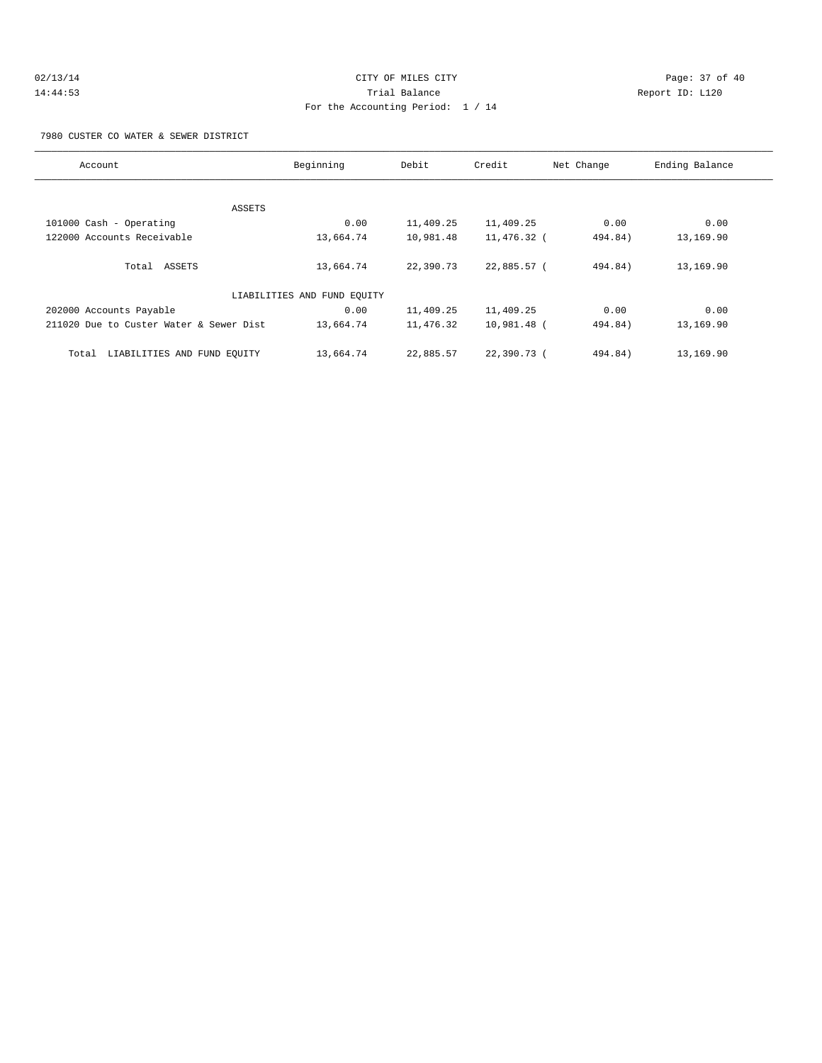CITY OF MILES CITY
Trial Balance
For the Accounting Period: 1 / 14

02/13/14
14:44:53

Report ID: L120

7980 CUSTER CO WATER & SEWER DISTRICT

| Account | Beginning | Debit | Credit | Net Change | Ending Balance |
|---|---|---|---|---|---|
| ASSETS | | | | | |
| 101000 Cash - Operating | 0.00 | 11,409.25 | 11,409.25 | 0.00 | 0.00 |
| 122000 Accounts Receivable | 13,664.74 | 10,981.48 | 11,476.32 | ( 494.84) | 13,169.90 |
| Total ASSETS | 13,664.74 | 22,390.73 | 22,885.57 | ( 494.84) | 13,169.90 |
| LIABILITIES AND FUND EQUITY | | | | | |
| 202000 Accounts Payable | 0.00 | 11,409.25 | 11,409.25 | 0.00 | 0.00 |
| 211020 Due to Custer Water & Sewer Dist | 13,664.74 | 11,476.32 | 10,981.48 | ( 494.84) | 13,169.90 |
| Total LIABILITIES AND FUND EQUITY | 13,664.74 | 22,885.57 | 22,390.73 | ( 494.84) | 13,169.90 |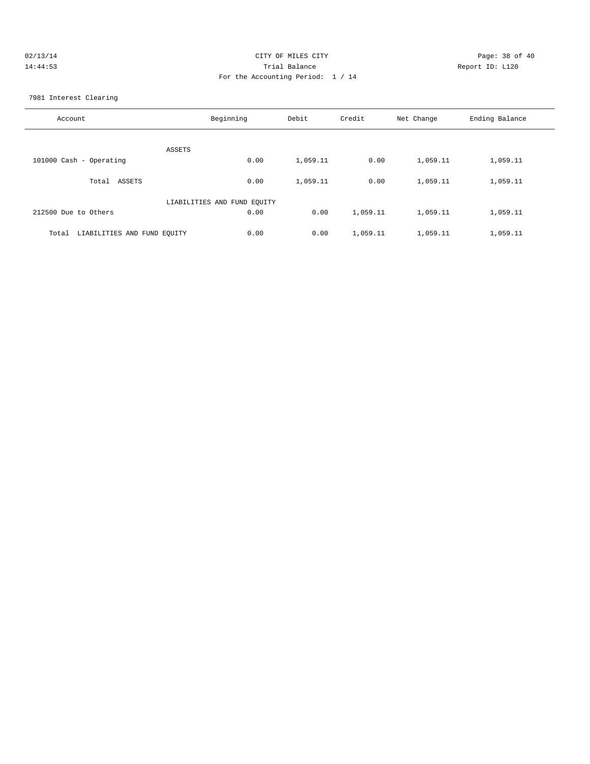CITY OF MILES CITY

Trial Balance

For the Accounting Period: 1 / 14

7981 Interest Clearing

| Account | Beginning | Debit | Credit | Net Change | Ending Balance |
|---|---|---|---|---|---|
| ASSETS | | | | | |
| 101000 Cash - Operating | 0.00 | 1,059.11 | 0.00 | 1,059.11 | 1,059.11 |
| Total ASSETS | 0.00 | 1,059.11 | 0.00 | 1,059.11 | 1,059.11 |
| LIABILITIES AND FUND EQUITY | | | | | |
| 212500 Due to Others | 0.00 | 0.00 | 1,059.11 | 1,059.11 | 1,059.11 |
| Total LIABILITIES AND FUND EQUITY | 0.00 | 0.00 | 1,059.11 | 1,059.11 | 1,059.11 |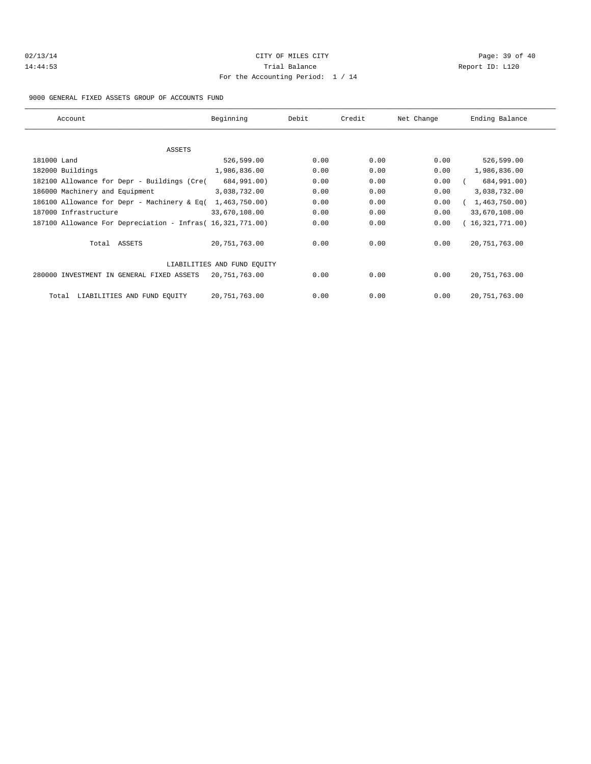CITY OF MILES CITY

Trial Balance

For the Accounting Period: 1 / 14

02/13/14 14:44:53 Report ID: L120

9000 GENERAL FIXED ASSETS GROUP OF ACCOUNTS FUND

| Account | Beginning | Debit | Credit | Net Change | Ending Balance |
|---|---|---|---|---|---|
| ASSETS | | | | | |
| 181000 Land | 526,599.00 | 0.00 | 0.00 | 0.00 | 526,599.00 |
| 182000 Buildings | 1,986,836.00 | 0.00 | 0.00 | 0.00 | 1,986,836.00 |
| 182100 Allowance for Depr - Buildings (Cre( | 684,991.00) | 0.00 | 0.00 | 0.00 | ( 684,991.00) |
| 186000 Machinery and Equipment | 3,038,732.00 | 0.00 | 0.00 | 0.00 | 3,038,732.00 |
| 186100 Allowance for Depr - Machinery & Eq( | 1,463,750.00) | 0.00 | 0.00 | 0.00 | ( 1,463,750.00) |
| 187000 Infrastructure | 33,670,108.00 | 0.00 | 0.00 | 0.00 | 33,670,108.00 |
| 187100 Allowance For Depreciation - Infras( | 16,321,771.00) | 0.00 | 0.00 | 0.00 | ( 16,321,771.00) |
| Total ASSETS | 20,751,763.00 | 0.00 | 0.00 | 0.00 | 20,751,763.00 |
| LIABILITIES AND FUND EQUITY | | | | | |
| 280000 INVESTMENT IN GENERAL FIXED ASSETS | 20,751,763.00 | 0.00 | 0.00 | 0.00 | 20,751,763.00 |
| Total LIABILITIES AND FUND EQUITY | 20,751,763.00 | 0.00 | 0.00 | 0.00 | 20,751,763.00 |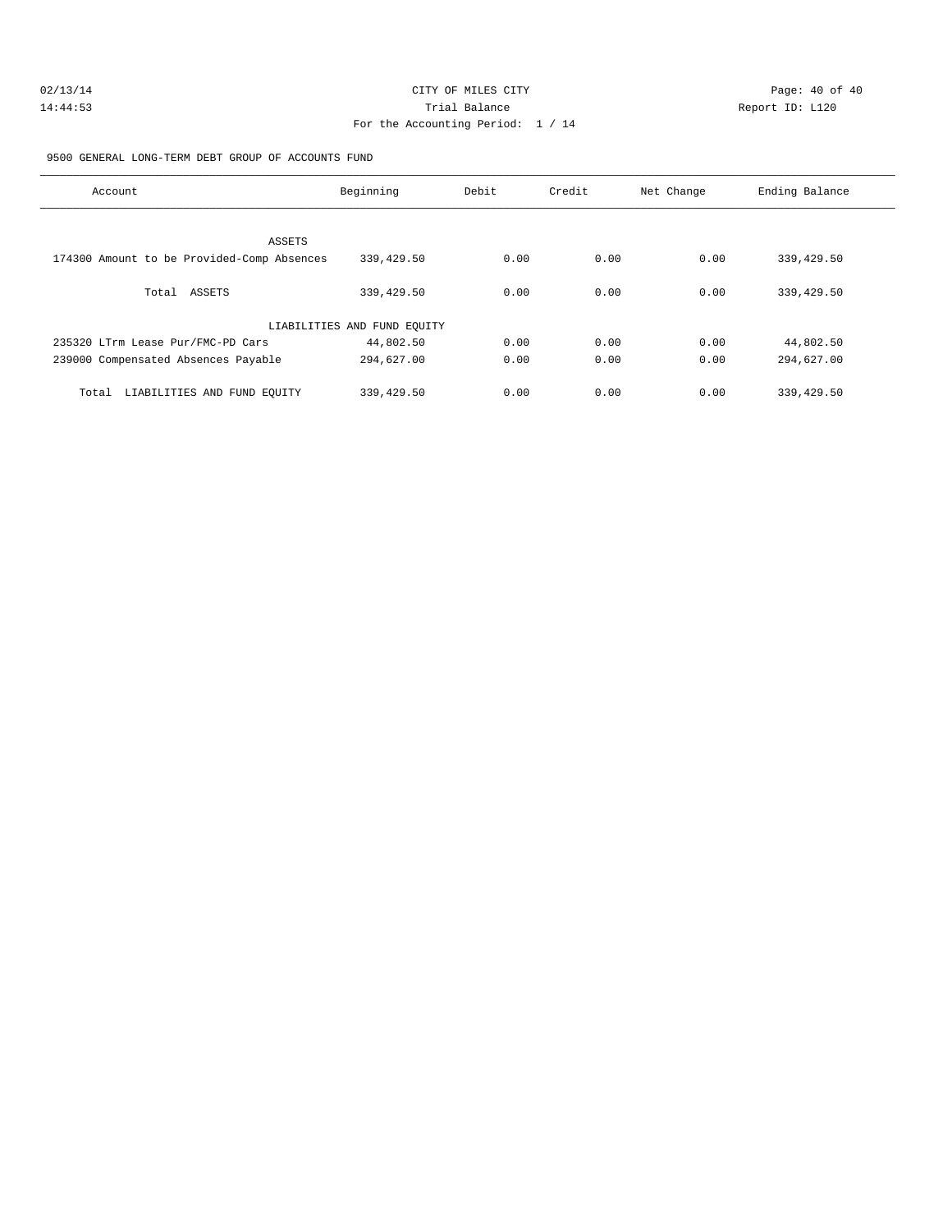CITY OF MILES CITY

Trial Balance

For the Accounting Period: 1 / 14

9500 GENERAL LONG-TERM DEBT GROUP OF ACCOUNTS FUND

| Account | Beginning | Debit | Credit | Net Change | Ending Balance |
|---|---|---|---|---|---|
| ASSETS | | | | | |
| 174300 Amount to be Provided-Comp Absences | 339,429.50 | 0.00 | 0.00 | 0.00 | 339,429.50 |
| Total ASSETS | 339,429.50 | 0.00 | 0.00 | 0.00 | 339,429.50 |
| LIABILITIES AND FUND EQUITY | | | | | |
| 235320 LTrm Lease Pur/FMC-PD Cars | 44,802.50 | 0.00 | 0.00 | 0.00 | 44,802.50 |
| 239000 Compensated Absences Payable | 294,627.00 | 0.00 | 0.00 | 0.00 | 294,627.00 |
| Total LIABILITIES AND FUND EQUITY | 339,429.50 | 0.00 | 0.00 | 0.00 | 339,429.50 |